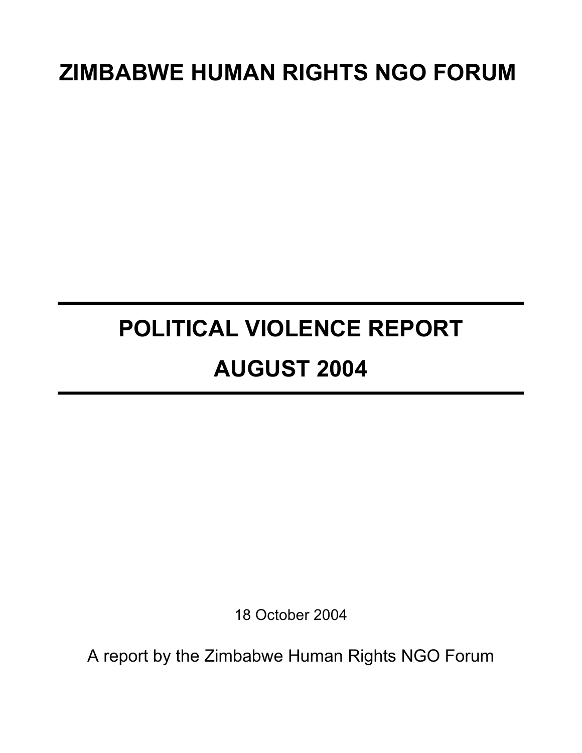# ZIMBABWE HUMAN RIGHTS NGO FORUM

---

# POLITICAL VIOLENCE REPORT

# AUGUST 2004

---

18 October 2004

A report by the Zimbabwe Human Rights NGO Forum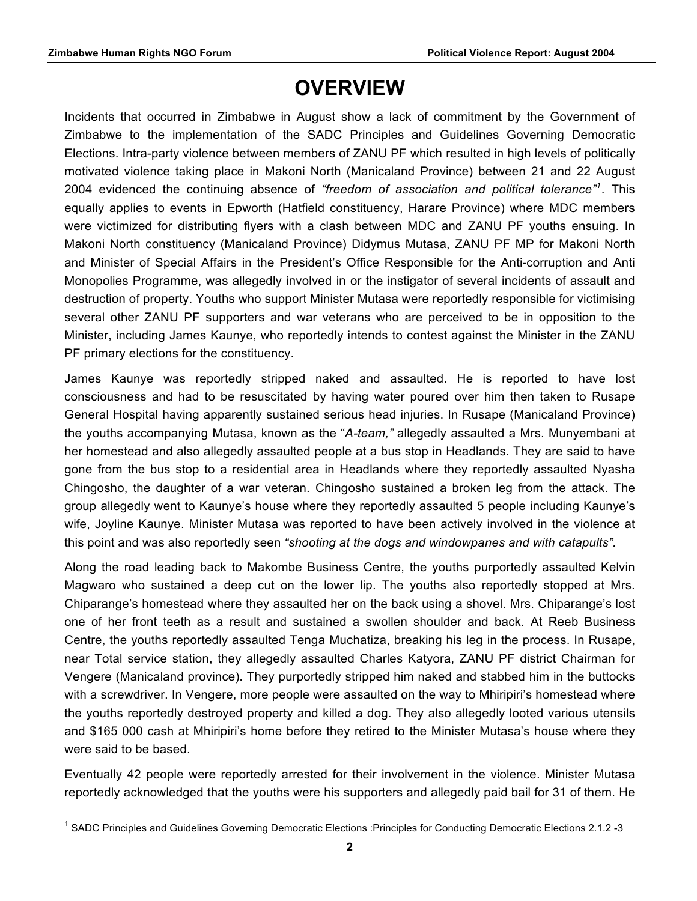# OVERVIEW

Incidents that occurred in Zimbabwe in August show a lack of commitment by the Government of Zimbabwe to the implementation of the SADC Principles and Guidelines Governing Democratic Elections. Intra-party violence between members of ZANU PF which resulted in high levels of politically motivated violence taking place in Makoni North (Manicaland Province) between 21 and 22 August 2004 evidenced the continuing absence of *"freedom of association and political tolerance"*[1]. This equally applies to events in Epworth (Hatfield constituency, Harare Province) where MDC members were victimized for distributing flyers with a clash between MDC and ZANU PF youths ensuing. In Makoni North constituency (Manicaland Province) Didymus Mutasa, ZANU PF MP for Makoni North and Minister of Special Affairs in the President's Office Responsible for the Anti-corruption and Anti Monopolies Programme, was allegedly involved in or the instigator of several incidents of assault and destruction of property. Youths who support Minister Mutasa were reportedly responsible for victimising several other ZANU PF supporters and war veterans who are perceived to be in opposition to the Minister, including James Kaunye, who reportedly intends to contest against the Minister in the ZANU PF primary elections for the constituency.

James Kaunye was reportedly stripped naked and assaulted. He is reported to have lost consciousness and had to be resuscitated by having water poured over him then taken to Rusape General Hospital having apparently sustained serious head injuries. In Rusape (Manicaland Province) the youths accompanying Mutasa, known as the "*A-team,"* allegedly assaulted a Mrs. Munyembani at her homestead and also allegedly assaulted people at a bus stop in Headlands. They are said to have gone from the bus stop to a residential area in Headlands where they reportedly assaulted Nyasha Chingosho, the daughter of a war veteran. Chingosho sustained a broken leg from the attack. The group allegedly went to Kaunye's house where they reportedly assaulted 5 people including Kaunye's wife, Joyline Kaunye. Minister Mutasa was reported to have been actively involved in the violence at this point and was also reportedly seen *"shooting at the dogs and windowpanes and with catapults".*

Along the road leading back to Makombe Business Centre, the youths purportedly assaulted Kelvin Magwaro who sustained a deep cut on the lower lip. The youths also reportedly stopped at Mrs. Chiparange's homestead where they assaulted her on the back using a shovel. Mrs. Chiparange's lost one of her front teeth as a result and sustained a swollen shoulder and back. At Reeb Business Centre, the youths reportedly assaulted Tenga Muchatiza, breaking his leg in the process. In Rusape, near Total service station, they allegedly assaulted Charles Katyora, ZANU PF district Chairman for Vengere (Manicaland province). They purportedly stripped him naked and stabbed him in the buttocks with a screwdriver. In Vengere, more people were assaulted on the way to Mhiripiri's homestead where the youths reportedly destroyed property and killed a dog. They also allegedly looted various utensils and $165 000 cash at Mhiripiri's home before they retired to the Minister Mutasa's house where they were said to be based.

Eventually 42 people were reportedly arrested for their involvement in the violence. Minister Mutasa reportedly acknowledged that the youths were his supporters and allegedly paid bail for 31 of them. He

[1] SADC Principles and Guidelines Governing Democratic Elections :Principles for Conducting Democratic Elections 2.1.2 -3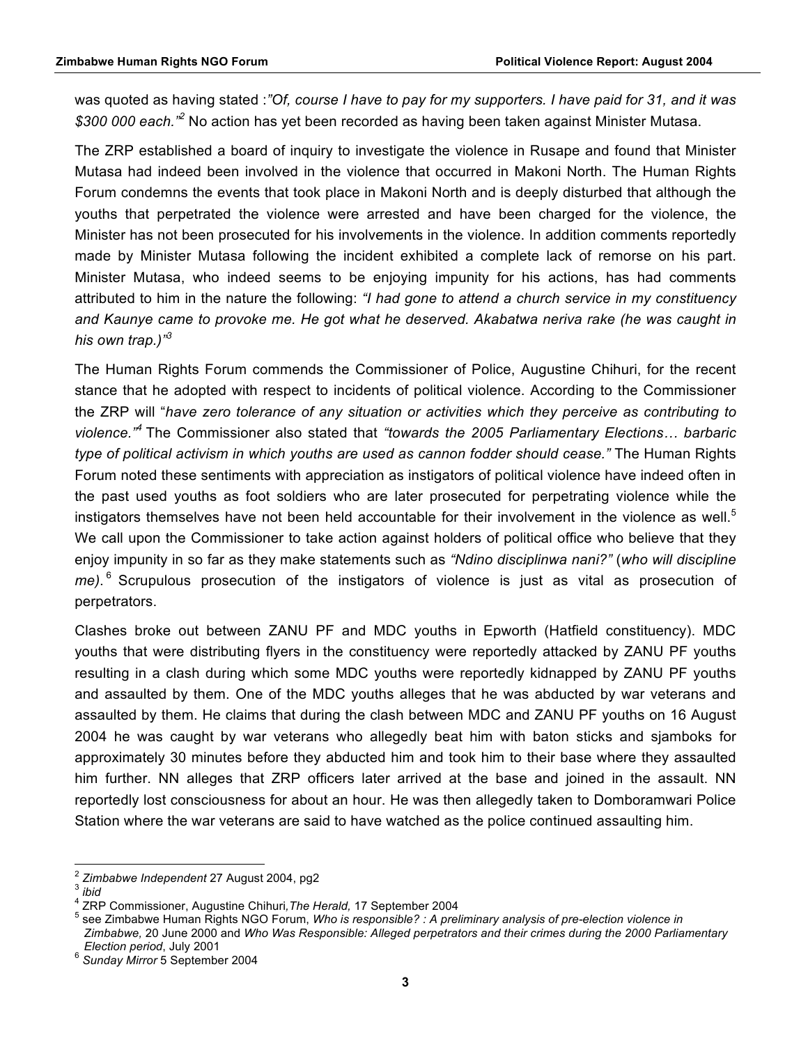was quoted as having stated :*"Of, course I have to pay for my supporters. I have paid for 31, and it was $300 000 each."*[2] No action has yet been recorded as having been taken against Minister Mutasa.

The ZRP established a board of inquiry to investigate the violence in Rusape and found that Minister Mutasa had indeed been involved in the violence that occurred in Makoni North. The Human Rights Forum condemns the events that took place in Makoni North and is deeply disturbed that although the youths that perpetrated the violence were arrested and have been charged for the violence, the Minister has not been prosecuted for his involvements in the violence. In addition comments reportedly made by Minister Mutasa following the incident exhibited a complete lack of remorse on his part. Minister Mutasa, who indeed seems to be enjoying impunity for his actions, has had comments attributed to him in the nature the following: *"I had gone to attend a church service in my constituency and Kaunye came to provoke me. He got what he deserved. Akabatwa neriva rake (he was caught in his own trap.)"*[3]

The Human Rights Forum commends the Commissioner of Police, Augustine Chihuri, for the recent stance that he adopted with respect to incidents of political violence. According to the Commissioner the ZRP will "*have zero tolerance of any situation or activities which they perceive as contributing to violence."*[4] The Commissioner also stated that *"towards the 2005 Parliamentary Elections… barbaric type of political activism in which youths are used as cannon fodder should cease."* The Human Rights Forum noted these sentiments with appreciation as instigators of political violence have indeed often in the past used youths as foot soldiers who are later prosecuted for perpetrating violence while the instigators themselves have not been held accountable for their involvement in the violence as well.[5] We call upon the Commissioner to take action against holders of political office who believe that they enjoy impunity in so far as they make statements such as *"Ndino disciplinwa nani?"* (*who will discipline me).*[6] Scrupulous prosecution of the instigators of violence is just as vital as prosecution of perpetrators.

Clashes broke out between ZANU PF and MDC youths in Epworth (Hatfield constituency). MDC youths that were distributing flyers in the constituency were reportedly attacked by ZANU PF youths resulting in a clash during which some MDC youths were reportedly kidnapped by ZANU PF youths and assaulted by them. One of the MDC youths alleges that he was abducted by war veterans and assaulted by them. He claims that during the clash between MDC and ZANU PF youths on 16 August 2004 he was caught by war veterans who allegedly beat him with baton sticks and sjamboks for approximately 30 minutes before they abducted him and took him to their base where they assaulted him further. NN alleges that ZRP officers later arrived at the base and joined in the assault. NN reportedly lost consciousness for about an hour. He was then allegedly taken to Domboramwari Police Station where the war veterans are said to have watched as the police continued assaulting him.

---

[2] *Zimbabwe Independent* 27 August 2004, pg2

[3] *ibid*

[4] ZRP Commissioner, Augustine Chihuri, *The Herald,* 17 September 2004

[5] see Zimbabwe Human Rights NGO Forum, *Who is responsible? : A preliminary analysis of pre-election violence in Zimbabwe,* 20 June 2000 and *Who Was Responsible: Alleged perpetrators and their crimes during the 2000 Parliamentary Election period*, July 2001

[6] *Sunday Mirror* 5 September 2004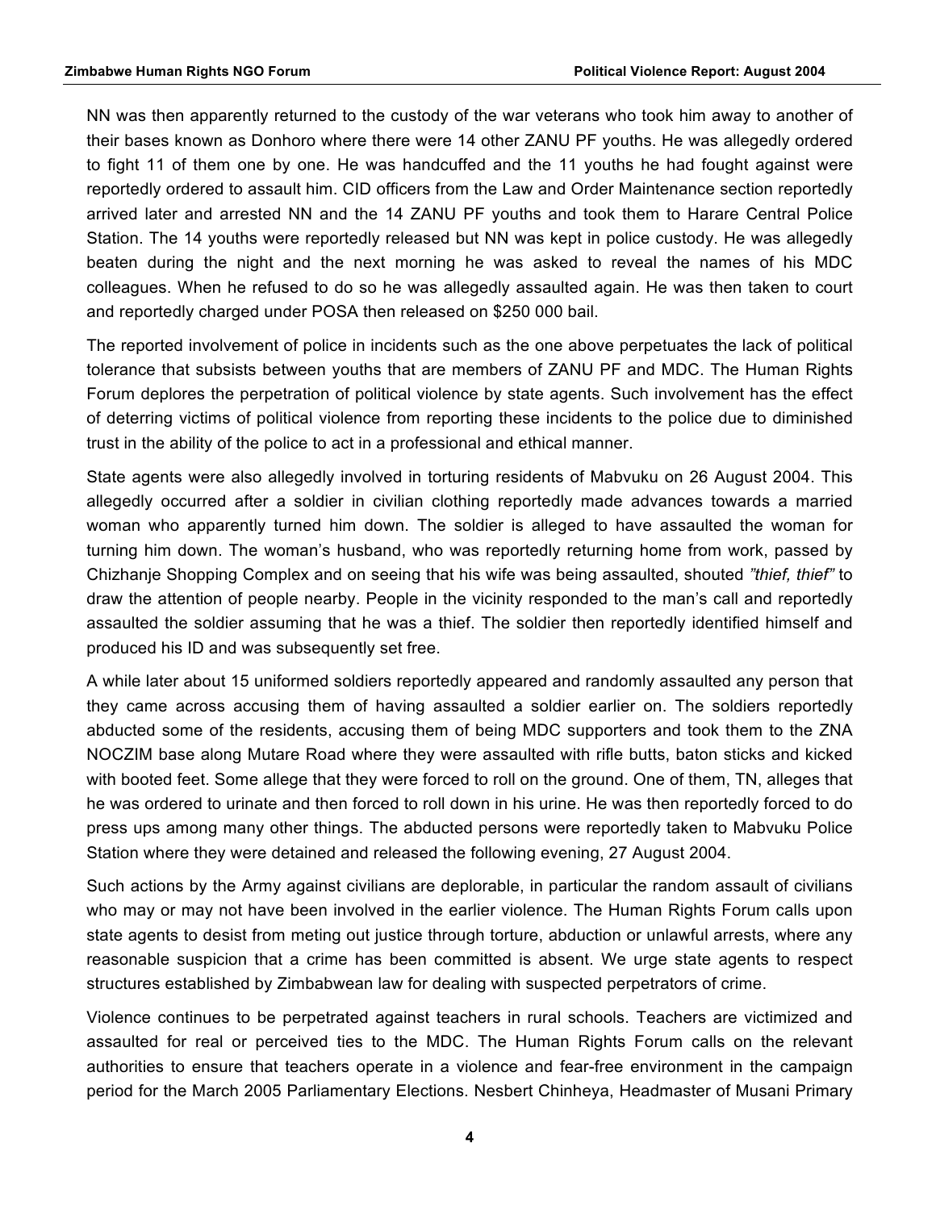NN was then apparently returned to the custody of the war veterans who took him away to another of their bases known as Donhoro where there were 14 other ZANU PF youths. He was allegedly ordered to fight 11 of them one by one. He was handcuffed and the 11 youths he had fought against were reportedly ordered to assault him. CID officers from the Law and Order Maintenance section reportedly arrived later and arrested NN and the 14 ZANU PF youths and took them to Harare Central Police Station. The 14 youths were reportedly released but NN was kept in police custody. He was allegedly beaten during the night and the next morning he was asked to reveal the names of his MDC colleagues. When he refused to do so he was allegedly assaulted again. He was then taken to court and reportedly charged under POSA then released on $250 000 bail.

The reported involvement of police in incidents such as the one above perpetuates the lack of political tolerance that subsists between youths that are members of ZANU PF and MDC. The Human Rights Forum deplores the perpetration of political violence by state agents. Such involvement has the effect of deterring victims of political violence from reporting these incidents to the police due to diminished trust in the ability of the police to act in a professional and ethical manner.

State agents were also allegedly involved in torturing residents of Mabvuku on 26 August 2004. This allegedly occurred after a soldier in civilian clothing reportedly made advances towards a married woman who apparently turned him down. The soldier is alleged to have assaulted the woman for turning him down. The woman's husband, who was reportedly returning home from work, passed by Chizhanje Shopping Complex and on seeing that his wife was being assaulted, shouted *"thief, thief"* to draw the attention of people nearby. People in the vicinity responded to the man's call and reportedly assaulted the soldier assuming that he was a thief. The soldier then reportedly identified himself and produced his ID and was subsequently set free.

A while later about 15 uniformed soldiers reportedly appeared and randomly assaulted any person that they came across accusing them of having assaulted a soldier earlier on. The soldiers reportedly abducted some of the residents, accusing them of being MDC supporters and took them to the ZNA NOCZIM base along Mutare Road where they were assaulted with rifle butts, baton sticks and kicked with booted feet. Some allege that they were forced to roll on the ground. One of them, TN, alleges that he was ordered to urinate and then forced to roll down in his urine. He was then reportedly forced to do press ups among many other things. The abducted persons were reportedly taken to Mabvuku Police Station where they were detained and released the following evening, 27 August 2004.

Such actions by the Army against civilians are deplorable, in particular the random assault of civilians who may or may not have been involved in the earlier violence. The Human Rights Forum calls upon state agents to desist from meting out justice through torture, abduction or unlawful arrests, where any reasonable suspicion that a crime has been committed is absent. We urge state agents to respect structures established by Zimbabwean law for dealing with suspected perpetrators of crime.

Violence continues to be perpetrated against teachers in rural schools. Teachers are victimized and assaulted for real or perceived ties to the MDC. The Human Rights Forum calls on the relevant authorities to ensure that teachers operate in a violence and fear-free environment in the campaign period for the March 2005 Parliamentary Elections. Nesbert Chinheya, Headmaster of Musani Primary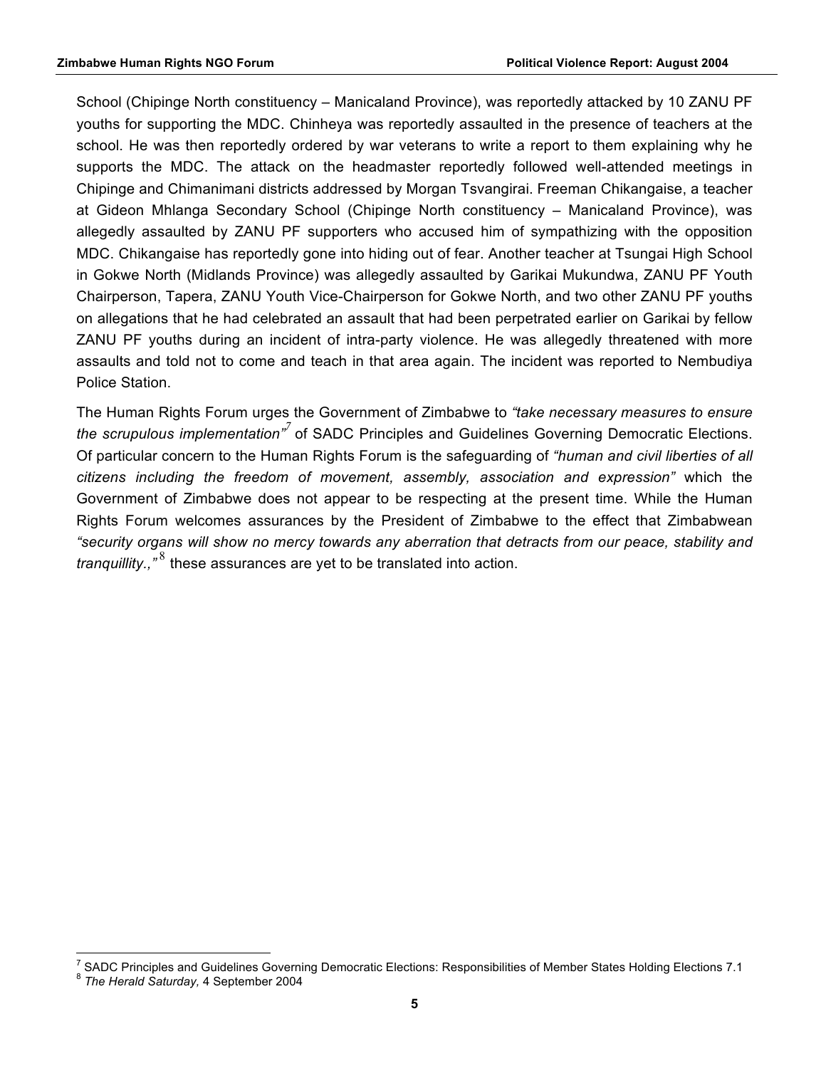School (Chipinge North constituency – Manicaland Province), was reportedly attacked by 10 ZANU PF youths for supporting the MDC. Chinheya was reportedly assaulted in the presence of teachers at the school. He was then reportedly ordered by war veterans to write a report to them explaining why he supports the MDC. The attack on the headmaster reportedly followed well-attended meetings in Chipinge and Chimanimani districts addressed by Morgan Tsvangirai. Freeman Chikangaise, a teacher at Gideon Mhlanga Secondary School (Chipinge North constituency – Manicaland Province), was allegedly assaulted by ZANU PF supporters who accused him of sympathizing with the opposition MDC. Chikangaise has reportedly gone into hiding out of fear. Another teacher at Tsungai High School in Gokwe North (Midlands Province) was allegedly assaulted by Garikai Mukundwa, ZANU PF Youth Chairperson, Tapera, ZANU Youth Vice-Chairperson for Gokwe North, and two other ZANU PF youths on allegations that he had celebrated an assault that had been perpetrated earlier on Garikai by fellow ZANU PF youths during an incident of intra-party violence. He was allegedly threatened with more assaults and told not to come and teach in that area again. The incident was reported to Nembudiya Police Station.

The Human Rights Forum urges the Government of Zimbabwe to *"take necessary measures to ensure the scrupulous implementation"*[7] of SADC Principles and Guidelines Governing Democratic Elections. Of particular concern to the Human Rights Forum is the safeguarding of *"human and civil liberties of all citizens including the freedom of movement, assembly, association and expression"* which the Government of Zimbabwe does not appear to be respecting at the present time. While the Human Rights Forum welcomes assurances by the President of Zimbabwe to the effect that Zimbabwean *"security organs will show no mercy towards any aberration that detracts from our peace, stability and tranquillity.,"*[8] these assurances are yet to be translated into action.

---

[7] SADC Principles and Guidelines Governing Democratic Elections: Responsibilities of Member States Holding Elections 7.1

[8] *The Herald Saturday,* 4 September 2004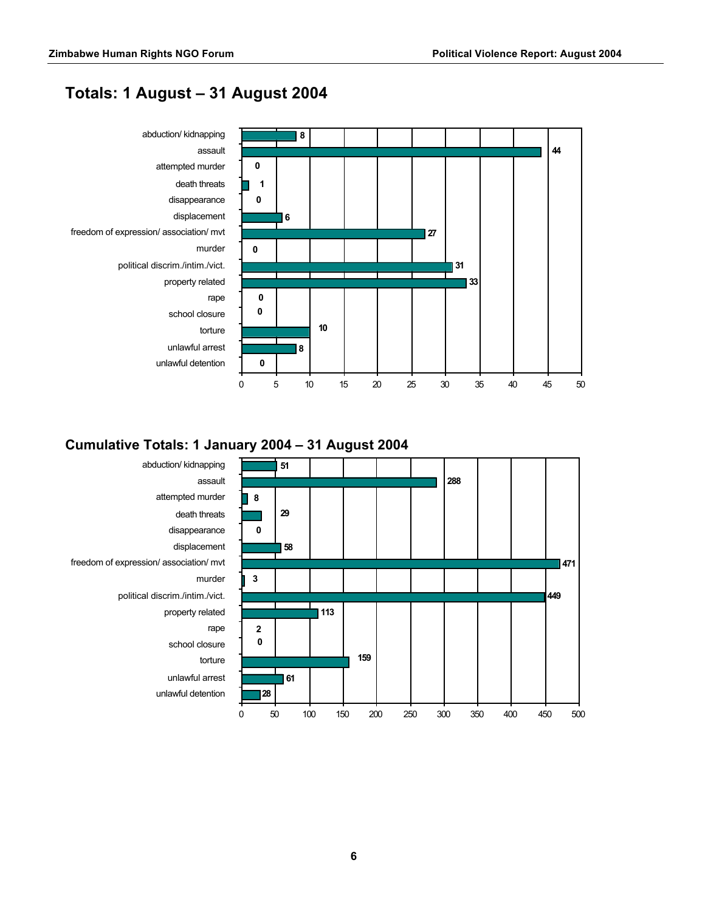## Totals: 1 August – 31 August 2004

| Category | Count |
|---|---|
| abduction/ kidnapping | 8 |
| assault | 44 |
| attempted murder | 0 |
| death threats | 1 |
| disappearance | 0 |
| displacement | 6 |
| freedom of expression/ association/ mvt | 27 |
| murder | 0 |
| political discrim./intim./vict. | 31 |
| property related | 33 |
| rape | 0 |
| school closure | 0 |
| torture | 10 |
| unlawful arrest | 8 |
| unlawful detention | 0 |

## Cumulative Totals: 1 January 2004 – 31 August 2004

| Category | Count |
|---|---|
| abduction/ kidnapping | 51 |
| assault | 288 |
| attempted murder | 8 |
| death threats | 29 |
| disappearance | 0 |
| displacement | 58 |
| freedom of expression/ association/ mvt | 471 |
| murder | 3 |
| political discrim./intim./vict. | 449 |
| property related | 113 |
| rape | 2 |
| school closure | 0 |
| torture | 159 |
| unlawful arrest | 61 |
| unlawful detention | 28 |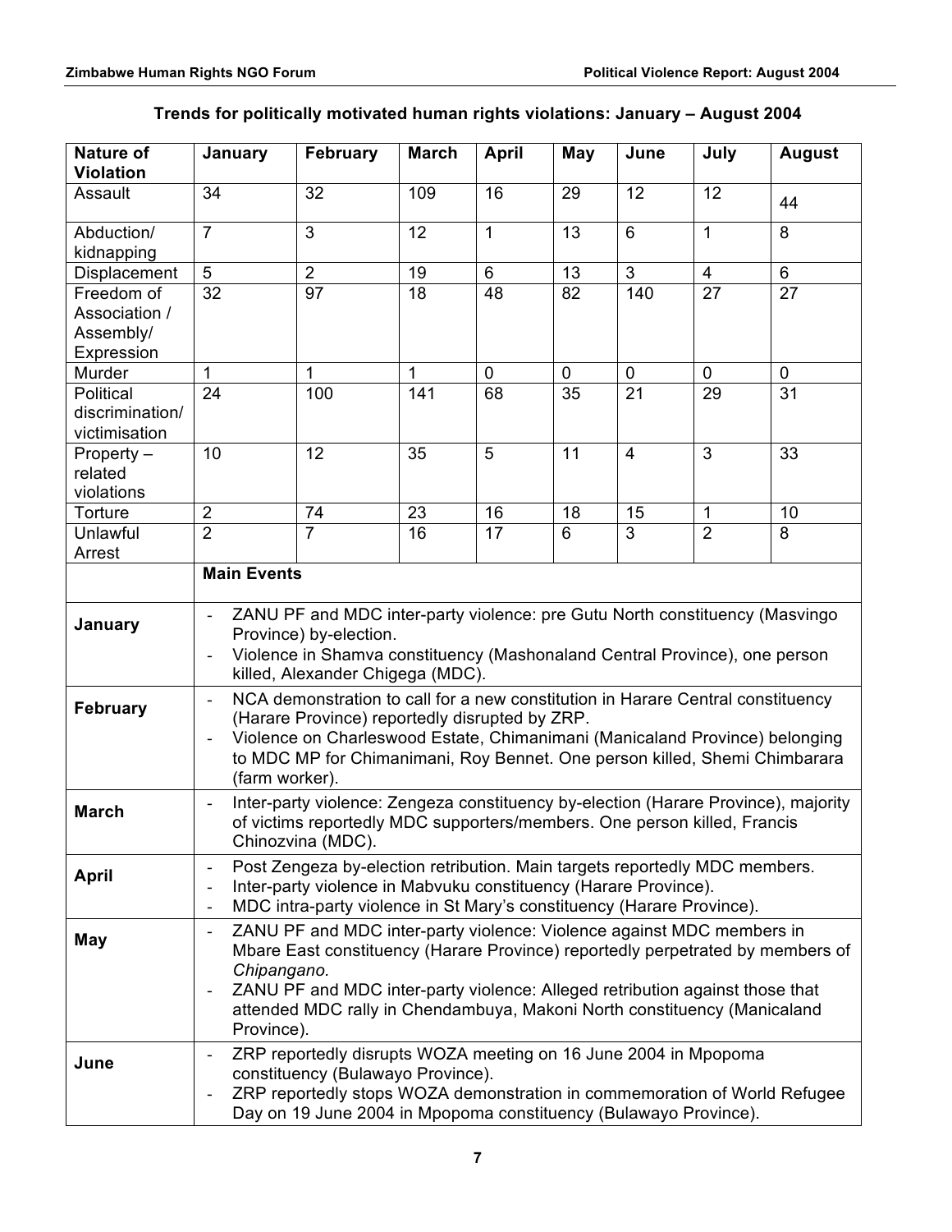**Trends for politically motivated human rights violations: January – August 2004**

| Nature of Violation | January | February | March | April | May | June | July | August |
|---|---|---|---|---|---|---|---|---|
| Assault | 34 | 32 | 109 | 16 | 29 | 12 | 12 | 44 |
| Abduction/ kidnapping | 7 | 3 | 12 | 1 | 13 | 6 | 1 | 8 |
| Displacement | 5 | 2 | 19 | 6 | 13 | 3 | 4 | 6 |
| Freedom of Association / Assembly/ Expression | 32 | 97 | 18 | 48 | 82 | 140 | 27 | 27 |
| Murder | 1 | 1 | 1 | 0 | 0 | 0 | 0 | 0 |
| Political discrimination/ victimisation | 24 | 100 | 141 | 68 | 35 | 21 | 29 | 31 |
| Property – related violations | 10 | 12 | 35 | 5 | 11 | 4 | 3 | 33 |
| Torture | 2 | 74 | 23 | 16 | 18 | 15 | 1 | 10 |
| Unlawful Arrest | 2 | 7 | 16 | 17 | 6 | 3 | 2 | 8 |

| | **Main Events** |
|---|---|
| **January** | - ZANU PF and MDC inter-party violence: pre Gutu North constituency (Masvingo Province) by-election.<br>- Violence in Shamva constituency (Mashonaland Central Province), one person killed, Alexander Chigega (MDC). |
| **February** | - NCA demonstration to call for a new constitution in Harare Central constituency (Harare Province) reportedly disrupted by ZRP.<br>- Violence on Charleswood Estate, Chimanimani (Manicaland Province) belonging to MDC MP for Chimanimani, Roy Bennet. One person killed, Shemi Chimbarara (farm worker). |
| **March** | - Inter-party violence: Zengeza constituency by-election (Harare Province), majority of victims reportedly MDC supporters/members. One person killed, Francis Chinozvina (MDC). |
| **April** | - Post Zengeza by-election retribution. Main targets reportedly MDC members.<br>- Inter-party violence in Mabvuku constituency (Harare Province).<br>- MDC intra-party violence in St Mary's constituency (Harare Province). |
| **May** | - ZANU PF and MDC inter-party violence: Violence against MDC members in Mbare East constituency (Harare Province) reportedly perpetrated by members of *Chipangano.*<br>- ZANU PF and MDC inter-party violence: Alleged retribution against those that attended MDC rally in Chendambuya, Makoni North constituency (Manicaland Province). |
| **June** | - ZRP reportedly disrupts WOZA meeting on 16 June 2004 in Mpopoma constituency (Bulawayo Province).<br>- ZRP reportedly stops WOZA demonstration in commemoration of World Refugee Day on 19 June 2004 in Mpopoma constituency (Bulawayo Province). |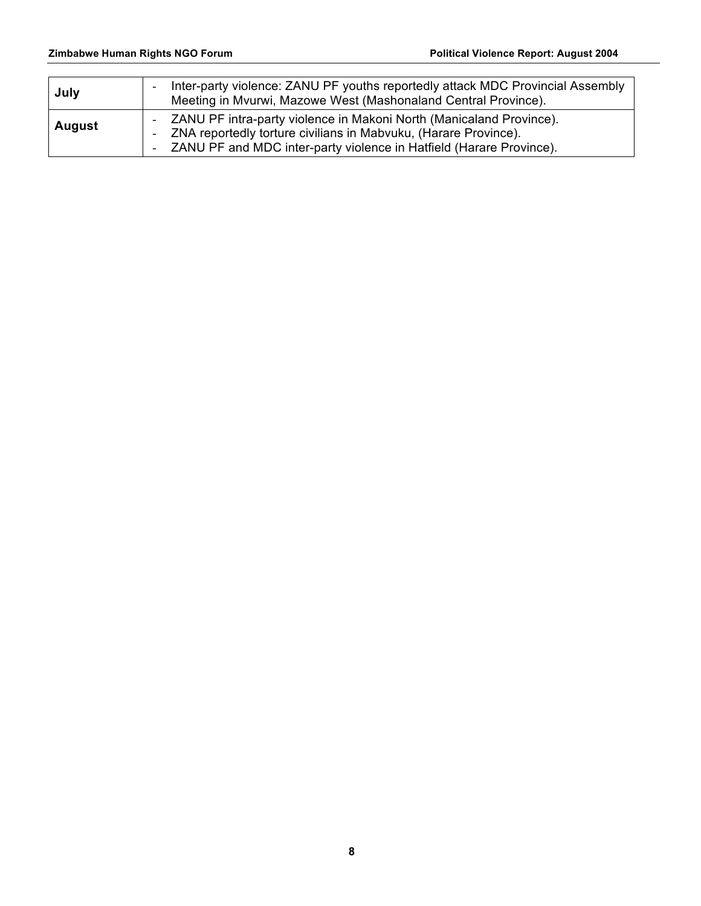| July | - Inter-party violence: ZANU PF youths reportedly attack MDC Provincial Assembly Meeting in Mvurwi, Mazowe West (Mashonaland Central Province). |
|---|---|
| August | - ZANU PF intra-party violence in Makoni North (Manicaland Province).<br>- ZNA reportedly torture civilians in Mabvuku, (Harare Province).<br>- ZANU PF and MDC inter-party violence in Hatfield (Harare Province). |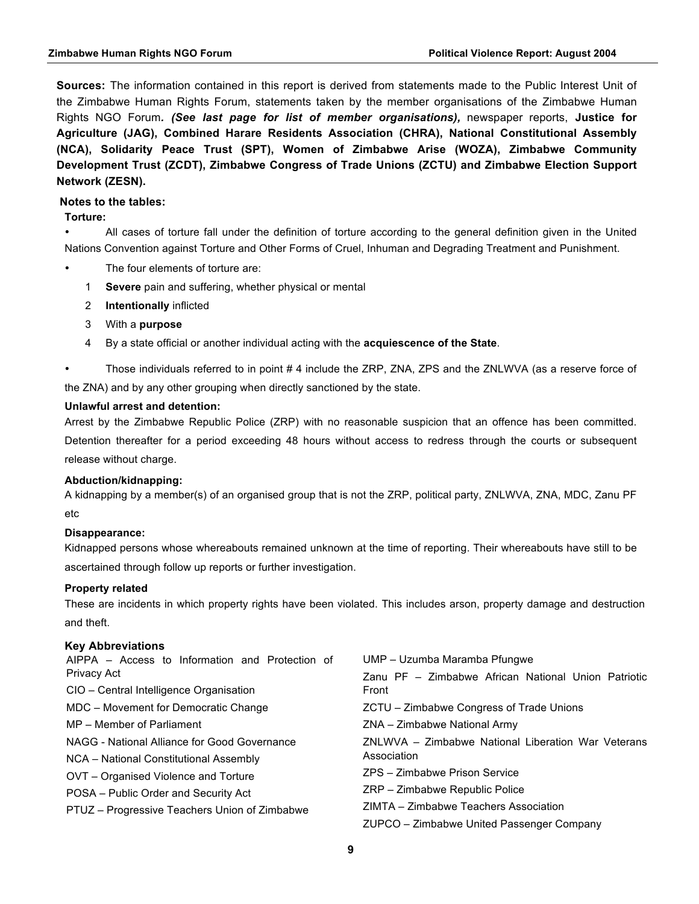**Sources:** The information contained in this report is derived from statements made to the Public Interest Unit of the Zimbabwe Human Rights Forum, statements taken by the member organisations of the Zimbabwe Human Rights NGO Forum***. (See last page for list of member organisations),*** newspaper reports, **Justice for Agriculture (JAG), Combined Harare Residents Association (CHRA), National Constitutional Assembly (NCA), Solidarity Peace Trust (SPT), Women of Zimbabwe Arise (WOZA), Zimbabwe Community Development Trust (ZCDT), Zimbabwe Congress of Trade Unions (ZCTU) and Zimbabwe Election Support Network (ZESN).**

**Notes to the tables:**

**Torture:**

- All cases of torture fall under the definition of torture according to the general definition given in the United Nations Convention against Torture and Other Forms of Cruel, Inhuman and Degrading Treatment and Punishment.
- The four elements of torture are:
  1. **Severe** pain and suffering, whether physical or mental
  2. **Intentionally** inflicted
  3. With a **purpose**
  4. By a state official or another individual acting with the **acquiescence of the State**.
- Those individuals referred to in point # 4 include the ZRP, ZNA, ZPS and the ZNLWVA (as a reserve force of the ZNA) and by any other grouping when directly sanctioned by the state.

**Unlawful arrest and detention:**

Arrest by the Zimbabwe Republic Police (ZRP) with no reasonable suspicion that an offence has been committed. Detention thereafter for a period exceeding 48 hours without access to redress through the courts or subsequent release without charge.

**Abduction/kidnapping:**

A kidnapping by a member(s) of an organised group that is not the ZRP, political party, ZNLWVA, ZNA, MDC, Zanu PF etc

**Disappearance:**

Kidnapped persons whose whereabouts remained unknown at the time of reporting. Their whereabouts have still to be ascertained through follow up reports or further investigation.

**Property related**

These are incidents in which property rights have been violated. This includes arson, property damage and destruction and theft.

**Key Abbreviations**

AIPPA – Access to Information and Protection of Privacy Act

CIO – Central Intelligence Organisation

MDC – Movement for Democratic Change

MP – Member of Parliament

NAGG - National Alliance for Good Governance

NCA – National Constitutional Assembly

OVT – Organised Violence and Torture

POSA – Public Order and Security Act

PTUZ – Progressive Teachers Union of Zimbabwe

UMP – Uzumba Maramba Pfungwe

Zanu PF – Zimbabwe African National Union Patriotic Front

ZCTU – Zimbabwe Congress of Trade Unions

ZNA – Zimbabwe National Army

ZNLWVA – Zimbabwe National Liberation War Veterans Association

ZPS – Zimbabwe Prison Service

ZRP – Zimbabwe Republic Police

ZIMTA – Zimbabwe Teachers Association

ZUPCO – Zimbabwe United Passenger Company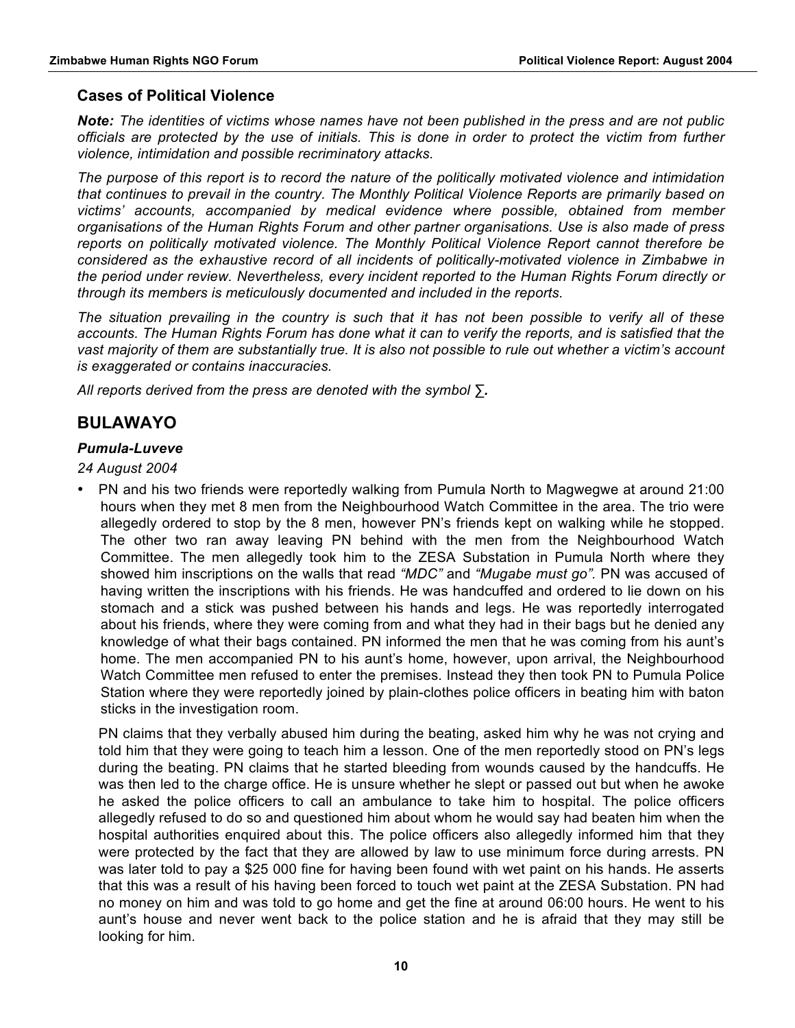## Cases of Political Violence

***Note:*** *The identities of victims whose names have not been published in the press and are not public officials are protected by the use of initials. This is done in order to protect the victim from further violence, intimidation and possible recriminatory attacks.*

*The purpose of this report is to record the nature of the politically motivated violence and intimidation that continues to prevail in the country. The Monthly Political Violence Reports are primarily based on victims' accounts, accompanied by medical evidence where possible, obtained from member organisations of the Human Rights Forum and other partner organisations. Use is also made of press reports on politically motivated violence. The Monthly Political Violence Report cannot therefore be considered as the exhaustive record of all incidents of politically-motivated violence in Zimbabwe in the period under review. Nevertheless, every incident reported to the Human Rights Forum directly or through its members is meticulously documented and included in the reports.*

*The situation prevailing in the country is such that it has not been possible to verify all of these accounts. The Human Rights Forum has done what it can to verify the reports, and is satisfied that the vast majority of them are substantially true. It is also not possible to rule out whether a victim's account is exaggerated or contains inaccuracies.*

*All reports derived from the press are denoted with the symbol* ∑**.**

## BULAWAYO

### *Pumula-Luveve*

*24 August 2004*

- PN and his two friends were reportedly walking from Pumula North to Magwegwe at around 21:00 hours when they met 8 men from the Neighbourhood Watch Committee in the area. The trio were allegedly ordered to stop by the 8 men, however PN's friends kept on walking while he stopped. The other two ran away leaving PN behind with the men from the Neighbourhood Watch Committee. The men allegedly took him to the ZESA Substation in Pumula North where they showed him inscriptions on the walls that read *"MDC"* and *"Mugabe must go".* PN was accused of having written the inscriptions with his friends. He was handcuffed and ordered to lie down on his stomach and a stick was pushed between his hands and legs. He was reportedly interrogated about his friends, where they were coming from and what they had in their bags but he denied any knowledge of what their bags contained. PN informed the men that he was coming from his aunt's home. The men accompanied PN to his aunt's home, however, upon arrival, the Neighbourhood Watch Committee men refused to enter the premises. Instead they then took PN to Pumula Police Station where they were reportedly joined by plain-clothes police officers in beating him with baton sticks in the investigation room.

  PN claims that they verbally abused him during the beating, asked him why he was not crying and told him that they were going to teach him a lesson. One of the men reportedly stood on PN's legs during the beating. PN claims that he started bleeding from wounds caused by the handcuffs. He was then led to the charge office. He is unsure whether he slept or passed out but when he awoke he asked the police officers to call an ambulance to take him to hospital. The police officers allegedly refused to do so and questioned him about whom he would say had beaten him when the hospital authorities enquired about this. The police officers also allegedly informed him that they were protected by the fact that they are allowed by law to use minimum force during arrests. PN was later told to pay a $25 000 fine for having been found with wet paint on his hands. He asserts that this was a result of his having been forced to touch wet paint at the ZESA Substation. PN had no money on him and was told to go home and get the fine at around 06:00 hours. He went to his aunt's house and never went back to the police station and he is afraid that they may still be looking for him.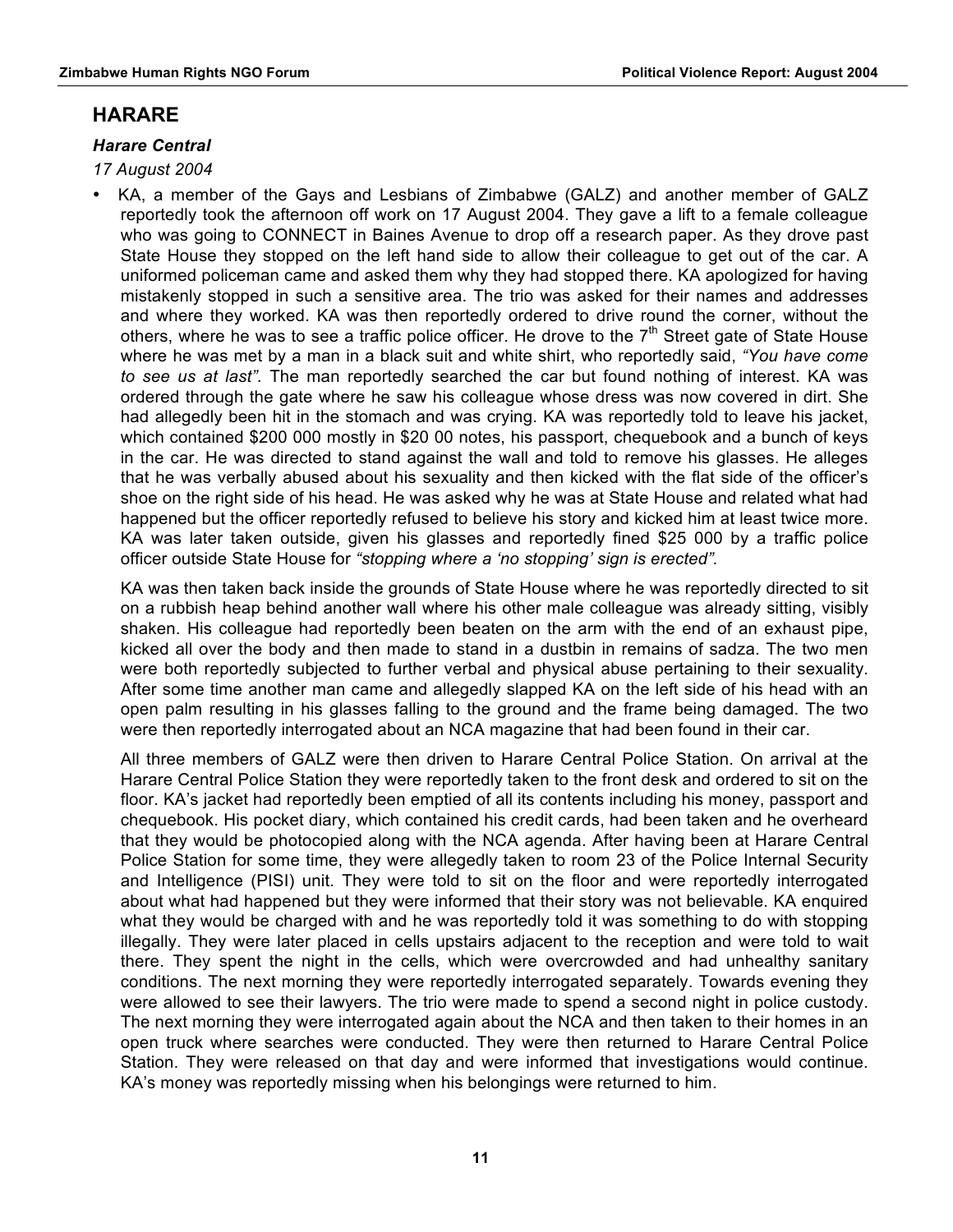## HARARE

### *Harare Central*

*17 August 2004*

- KA, a member of the Gays and Lesbians of Zimbabwe (GALZ) and another member of GALZ reportedly took the afternoon off work on 17 August 2004. They gave a lift to a female colleague who was going to CONNECT in Baines Avenue to drop off a research paper. As they drove past State House they stopped on the left hand side to allow their colleague to get out of the car. A uniformed policeman came and asked them why they had stopped there. KA apologized for having mistakenly stopped in such a sensitive area. The trio was asked for their names and addresses and where they worked. KA was then reportedly ordered to drive round the corner, without the others, where he was to see a traffic police officer. He drove to the 7th Street gate of State House where he was met by a man in a black suit and white shirt, who reportedly said, *"You have come to see us at last".* The man reportedly searched the car but found nothing of interest. KA was ordered through the gate where he saw his colleague whose dress was now covered in dirt. She had allegedly been hit in the stomach and was crying. KA was reportedly told to leave his jacket, which contained $200 000 mostly in $20 00 notes, his passport, chequebook and a bunch of keys in the car. He was directed to stand against the wall and told to remove his glasses. He alleges that he was verbally abused about his sexuality and then kicked with the flat side of the officer's shoe on the right side of his head. He was asked why he was at State House and related what had happened but the officer reportedly refused to believe his story and kicked him at least twice more. KA was later taken outside, given his glasses and reportedly fined $25 000 by a traffic police officer outside State House for *"stopping where a 'no stopping' sign is erected".*

  KA was then taken back inside the grounds of State House where he was reportedly directed to sit on a rubbish heap behind another wall where his other male colleague was already sitting, visibly shaken. His colleague had reportedly been beaten on the arm with the end of an exhaust pipe, kicked all over the body and then made to stand in a dustbin in remains of sadza. The two men were both reportedly subjected to further verbal and physical abuse pertaining to their sexuality. After some time another man came and allegedly slapped KA on the left side of his head with an open palm resulting in his glasses falling to the ground and the frame being damaged. The two were then reportedly interrogated about an NCA magazine that had been found in their car.

  All three members of GALZ were then driven to Harare Central Police Station. On arrival at the Harare Central Police Station they were reportedly taken to the front desk and ordered to sit on the floor. KA's jacket had reportedly been emptied of all its contents including his money, passport and chequebook. His pocket diary, which contained his credit cards, had been taken and he overheard that they would be photocopied along with the NCA agenda. After having been at Harare Central Police Station for some time, they were allegedly taken to room 23 of the Police Internal Security and Intelligence (PISI) unit. They were told to sit on the floor and were reportedly interrogated about what had happened but they were informed that their story was not believable. KA enquired what they would be charged with and he was reportedly told it was something to do with stopping illegally. They were later placed in cells upstairs adjacent to the reception and were told to wait there. They spent the night in the cells, which were overcrowded and had unhealthy sanitary conditions. The next morning they were reportedly interrogated separately. Towards evening they were allowed to see their lawyers. The trio were made to spend a second night in police custody. The next morning they were interrogated again about the NCA and then taken to their homes in an open truck where searches were conducted. They were then returned to Harare Central Police Station. They were released on that day and were informed that investigations would continue. KA's money was reportedly missing when his belongings were returned to him.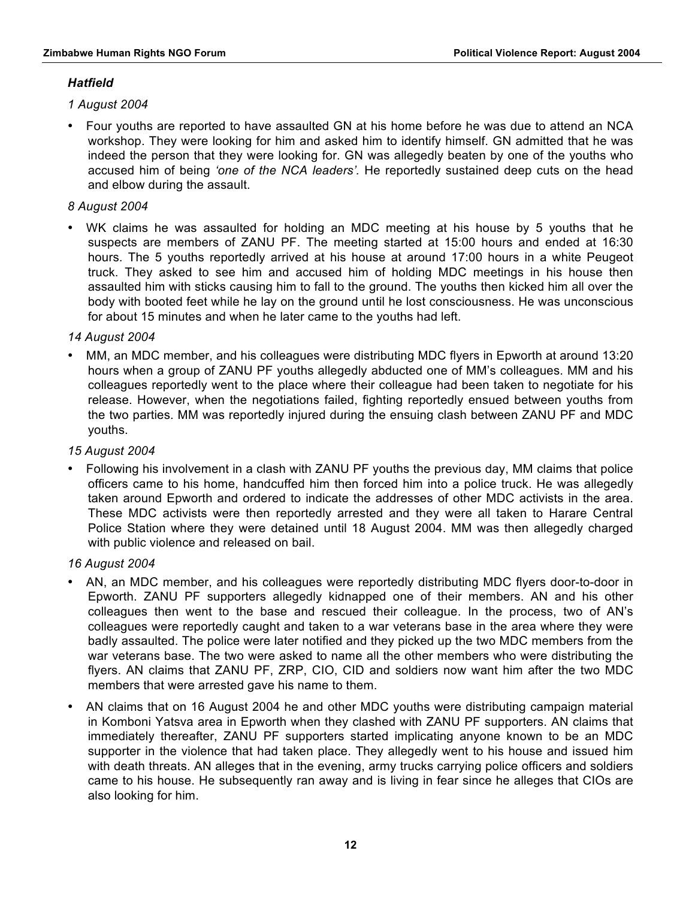***Hatfield***

*1 August 2004*

- Four youths are reported to have assaulted GN at his home before he was due to attend an NCA workshop. They were looking for him and asked him to identify himself. GN admitted that he was indeed the person that they were looking for. GN was allegedly beaten by one of the youths who accused him of being *'one of the NCA leaders'*. He reportedly sustained deep cuts on the head and elbow during the assault.

*8 August 2004*

- WK claims he was assaulted for holding an MDC meeting at his house by 5 youths that he suspects are members of ZANU PF. The meeting started at 15:00 hours and ended at 16:30 hours. The 5 youths reportedly arrived at his house at around 17:00 hours in a white Peugeot truck. They asked to see him and accused him of holding MDC meetings in his house then assaulted him with sticks causing him to fall to the ground. The youths then kicked him all over the body with booted feet while he lay on the ground until he lost consciousness. He was unconscious for about 15 minutes and when he later came to the youths had left.

*14 August 2004*

- MM, an MDC member, and his colleagues were distributing MDC flyers in Epworth at around 13:20 hours when a group of ZANU PF youths allegedly abducted one of MM's colleagues. MM and his colleagues reportedly went to the place where their colleague had been taken to negotiate for his release. However, when the negotiations failed, fighting reportedly ensued between youths from the two parties. MM was reportedly injured during the ensuing clash between ZANU PF and MDC youths.

*15 August 2004*

- Following his involvement in a clash with ZANU PF youths the previous day, MM claims that police officers came to his home, handcuffed him then forced him into a police truck. He was allegedly taken around Epworth and ordered to indicate the addresses of other MDC activists in the area. These MDC activists were then reportedly arrested and they were all taken to Harare Central Police Station where they were detained until 18 August 2004. MM was then allegedly charged with public violence and released on bail.

*16 August 2004*

- AN, an MDC member, and his colleagues were reportedly distributing MDC flyers door-to-door in Epworth. ZANU PF supporters allegedly kidnapped one of their members. AN and his other colleagues then went to the base and rescued their colleague. In the process, two of AN's colleagues were reportedly caught and taken to a war veterans base in the area where they were badly assaulted. The police were later notified and they picked up the two MDC members from the war veterans base. The two were asked to name all the other members who were distributing the flyers. AN claims that ZANU PF, ZRP, CIO, CID and soldiers now want him after the two MDC members that were arrested gave his name to them.
- AN claims that on 16 August 2004 he and other MDC youths were distributing campaign material in Komboni Yatsva area in Epworth when they clashed with ZANU PF supporters. AN claims that immediately thereafter, ZANU PF supporters started implicating anyone known to be an MDC supporter in the violence that had taken place. They allegedly went to his house and issued him with death threats. AN alleges that in the evening, army trucks carrying police officers and soldiers came to his house. He subsequently ran away and is living in fear since he alleges that CIOs are also looking for him.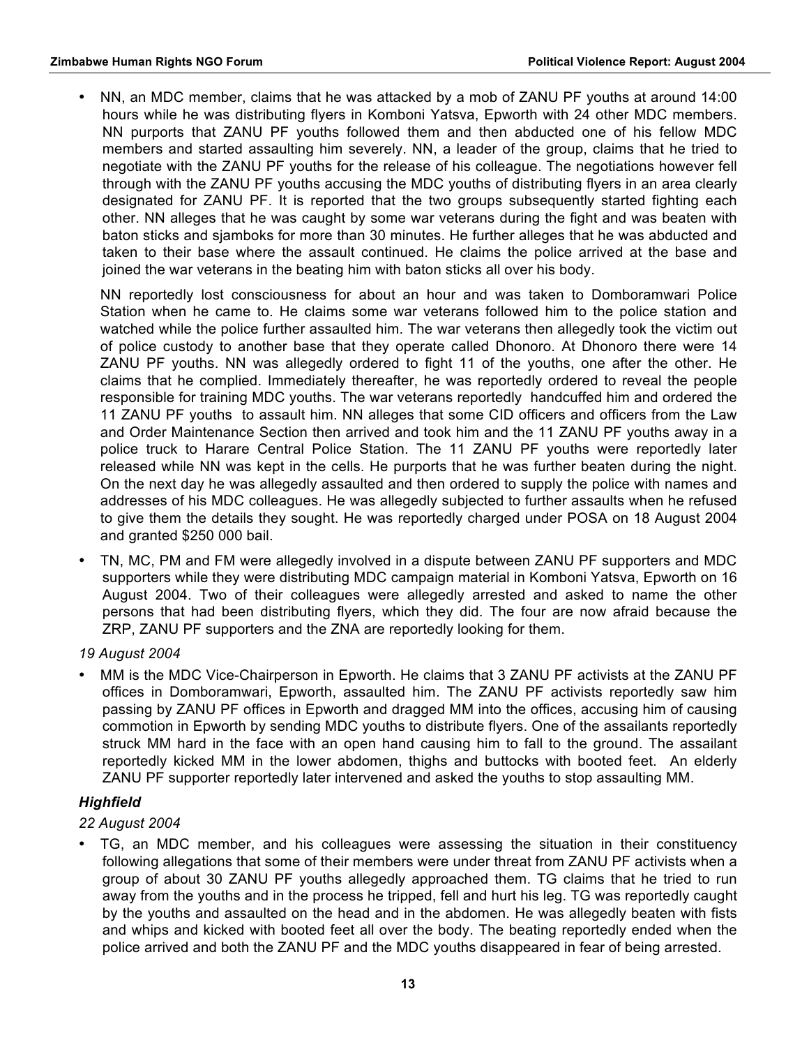- NN, an MDC member, claims that he was attacked by a mob of ZANU PF youths at around 14:00 hours while he was distributing flyers in Komboni Yatsva, Epworth with 24 other MDC members. NN purports that ZANU PF youths followed them and then abducted one of his fellow MDC members and started assaulting him severely. NN, a leader of the group, claims that he tried to negotiate with the ZANU PF youths for the release of his colleague. The negotiations however fell through with the ZANU PF youths accusing the MDC youths of distributing flyers in an area clearly designated for ZANU PF. It is reported that the two groups subsequently started fighting each other. NN alleges that he was caught by some war veterans during the fight and was beaten with baton sticks and sjamboks for more than 30 minutes. He further alleges that he was abducted and taken to their base where the assault continued. He claims the police arrived at the base and joined the war veterans in the beating him with baton sticks all over his body.

  NN reportedly lost consciousness for about an hour and was taken to Domboramwari Police Station when he came to. He claims some war veterans followed him to the police station and watched while the police further assaulted him. The war veterans then allegedly took the victim out of police custody to another base that they operate called Dhonoro. At Dhonoro there were 14 ZANU PF youths. NN was allegedly ordered to fight 11 of the youths, one after the other. He claims that he complied. Immediately thereafter, he was reportedly ordered to reveal the people responsible for training MDC youths. The war veterans reportedly handcuffed him and ordered the 11 ZANU PF youths to assault him. NN alleges that some CID officers and officers from the Law and Order Maintenance Section then arrived and took him and the 11 ZANU PF youths away in a police truck to Harare Central Police Station. The 11 ZANU PF youths were reportedly later released while NN was kept in the cells. He purports that he was further beaten during the night. On the next day he was allegedly assaulted and then ordered to supply the police with names and addresses of his MDC colleagues. He was allegedly subjected to further assaults when he refused to give them the details they sought. He was reportedly charged under POSA on 18 August 2004 and granted $250 000 bail.

- TN, MC, PM and FM were allegedly involved in a dispute between ZANU PF supporters and MDC supporters while they were distributing MDC campaign material in Komboni Yatsva, Epworth on 16 August 2004. Two of their colleagues were allegedly arrested and asked to name the other persons that had been distributing flyers, which they did. The four are now afraid because the ZRP, ZANU PF supporters and the ZNA are reportedly looking for them.

*19 August 2004*

- MM is the MDC Vice-Chairperson in Epworth. He claims that 3 ZANU PF activists at the ZANU PF offices in Domboramwari, Epworth, assaulted him. The ZANU PF activists reportedly saw him passing by ZANU PF offices in Epworth and dragged MM into the offices, accusing him of causing commotion in Epworth by sending MDC youths to distribute flyers. One of the assailants reportedly struck MM hard in the face with an open hand causing him to fall to the ground. The assailant reportedly kicked MM in the lower abdomen, thighs and buttocks with booted feet. An elderly ZANU PF supporter reportedly later intervened and asked the youths to stop assaulting MM.

***Highfield***

*22 August 2004*

- TG, an MDC member, and his colleagues were assessing the situation in their constituency following allegations that some of their members were under threat from ZANU PF activists when a group of about 30 ZANU PF youths allegedly approached them. TG claims that he tried to run away from the youths and in the process he tripped, fell and hurt his leg. TG was reportedly caught by the youths and assaulted on the head and in the abdomen. He was allegedly beaten with fists and whips and kicked with booted feet all over the body. The beating reportedly ended when the police arrived and both the ZANU PF and the MDC youths disappeared in fear of being arrested.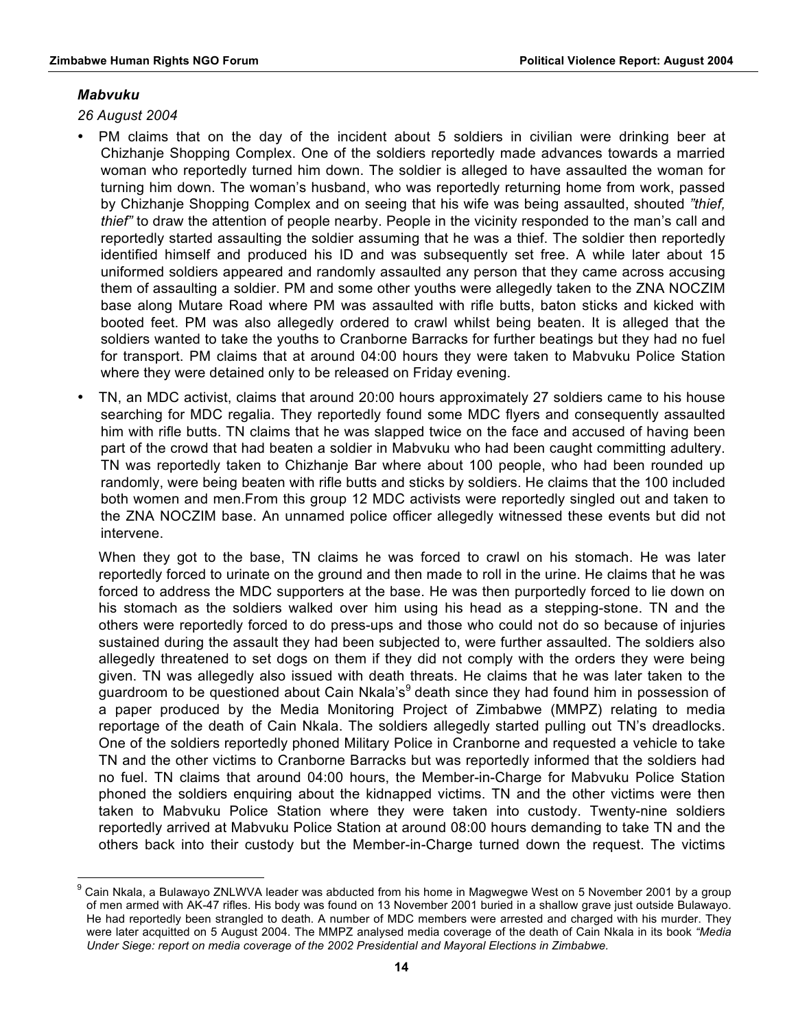***Mabvuku***

*26 August 2004*

- PM claims that on the day of the incident about 5 soldiers in civilian were drinking beer at Chizhanje Shopping Complex. One of the soldiers reportedly made advances towards a married woman who reportedly turned him down. The soldier is alleged to have assaulted the woman for turning him down. The woman's husband, who was reportedly returning home from work, passed by Chizhanje Shopping Complex and on seeing that his wife was being assaulted, shouted *"thief, thief"* to draw the attention of people nearby. People in the vicinity responded to the man's call and reportedly started assaulting the soldier assuming that he was a thief. The soldier then reportedly identified himself and produced his ID and was subsequently set free. A while later about 15 uniformed soldiers appeared and randomly assaulted any person that they came across accusing them of assaulting a soldier. PM and some other youths were allegedly taken to the ZNA NOCZIM base along Mutare Road where PM was assaulted with rifle butts, baton sticks and kicked with booted feet. PM was also allegedly ordered to crawl whilst being beaten. It is alleged that the soldiers wanted to take the youths to Cranborne Barracks for further beatings but they had no fuel for transport. PM claims that at around 04:00 hours they were taken to Mabvuku Police Station where they were detained only to be released on Friday evening.
- TN, an MDC activist, claims that around 20:00 hours approximately 27 soldiers came to his house searching for MDC regalia. They reportedly found some MDC flyers and consequently assaulted him with rifle butts. TN claims that he was slapped twice on the face and accused of having been part of the crowd that had beaten a soldier in Mabvuku who had been caught committing adultery. TN was reportedly taken to Chizhanje Bar where about 100 people, who had been rounded up randomly, were being beaten with rifle butts and sticks by soldiers. He claims that the 100 included both women and men.From this group 12 MDC activists were reportedly singled out and taken to the ZNA NOCZIM base. An unnamed police officer allegedly witnessed these events but did not intervene.

  When they got to the base, TN claims he was forced to crawl on his stomach. He was later reportedly forced to urinate on the ground and then made to roll in the urine. He claims that he was forced to address the MDC supporters at the base. He was then purportedly forced to lie down on his stomach as the soldiers walked over him using his head as a stepping-stone. TN and the others were reportedly forced to do press-ups and those who could not do so because of injuries sustained during the assault they had been subjected to, were further assaulted. The soldiers also allegedly threatened to set dogs on them if they did not comply with the orders they were being given. TN was allegedly also issued with death threats. He claims that he was later taken to the guardroom to be questioned about Cain Nkala's[9] death since they had found him in possession of a paper produced by the Media Monitoring Project of Zimbabwe (MMPZ) relating to media reportage of the death of Cain Nkala. The soldiers allegedly started pulling out TN's dreadlocks. One of the soldiers reportedly phoned Military Police in Cranborne and requested a vehicle to take TN and the other victims to Cranborne Barracks but was reportedly informed that the soldiers had no fuel. TN claims that around 04:00 hours, the Member-in-Charge for Mabvuku Police Station phoned the soldiers enquiring about the kidnapped victims. TN and the other victims were then taken to Mabvuku Police Station where they were taken into custody. Twenty-nine soldiers reportedly arrived at Mabvuku Police Station at around 08:00 hours demanding to take TN and the others back into their custody but the Member-in-Charge turned down the request. The victims

---

[9] Cain Nkala, a Bulawayo ZNLWVA leader was abducted from his home in Magwegwe West on 5 November 2001 by a group of men armed with AK-47 rifles. His body was found on 13 November 2001 buried in a shallow grave just outside Bulawayo. He had reportedly been strangled to death. A number of MDC members were arrested and charged with his murder. They were later acquitted on 5 August 2004. The MMPZ analysed media coverage of the death of Cain Nkala in its book *"Media Under Siege: report on media coverage of the 2002 Presidential and Mayoral Elections in Zimbabwe.*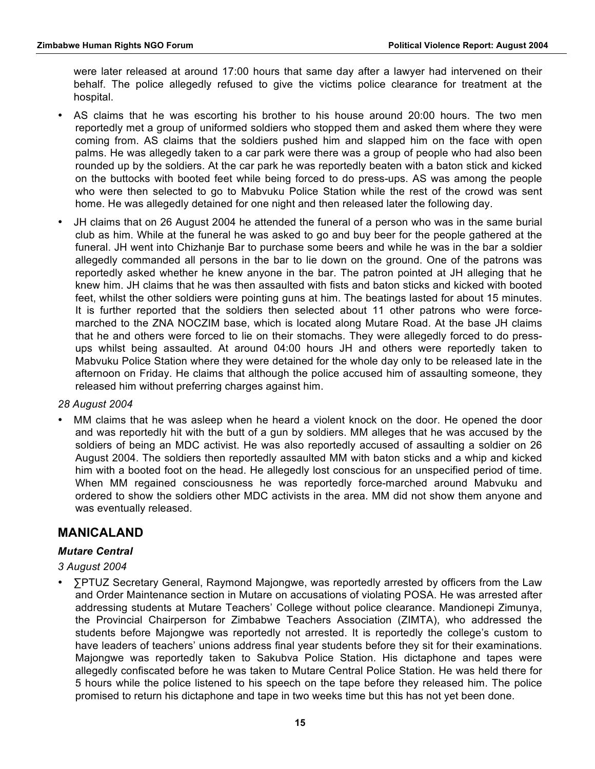were later released at around 17:00 hours that same day after a lawyer had intervened on their behalf. The police allegedly refused to give the victims police clearance for treatment at the hospital.

- AS claims that he was escorting his brother to his house around 20:00 hours. The two men reportedly met a group of uniformed soldiers who stopped them and asked them where they were coming from. AS claims that the soldiers pushed him and slapped him on the face with open palms. He was allegedly taken to a car park were there was a group of people who had also been rounded up by the soldiers. At the car park he was reportedly beaten with a baton stick and kicked on the buttocks with booted feet while being forced to do press-ups. AS was among the people who were then selected to go to Mabvuku Police Station while the rest of the crowd was sent home. He was allegedly detained for one night and then released later the following day.
- JH claims that on 26 August 2004 he attended the funeral of a person who was in the same burial club as him. While at the funeral he was asked to go and buy beer for the people gathered at the funeral. JH went into Chizhanje Bar to purchase some beers and while he was in the bar a soldier allegedly commanded all persons in the bar to lie down on the ground. One of the patrons was reportedly asked whether he knew anyone in the bar. The patron pointed at JH alleging that he knew him. JH claims that he was then assaulted with fists and baton sticks and kicked with booted feet, whilst the other soldiers were pointing guns at him. The beatings lasted for about 15 minutes. It is further reported that the soldiers then selected about 11 other patrons who were force-marched to the ZNA NOCZIM base, which is located along Mutare Road. At the base JH claims that he and others were forced to lie on their stomachs. They were allegedly forced to do press-ups whilst being assaulted. At around 04:00 hours JH and others were reportedly taken to Mabvuku Police Station where they were detained for the whole day only to be released late in the afternoon on Friday. He claims that although the police accused him of assaulting someone, they released him without preferring charges against him.

*28 August 2004*

- MM claims that he was asleep when he heard a violent knock on the door. He opened the door and was reportedly hit with the butt of a gun by soldiers. MM alleges that he was accused by the soldiers of being an MDC activist. He was also reportedly accused of assaulting a soldier on 26 August 2004. The soldiers then reportedly assaulted MM with baton sticks and a whip and kicked him with a booted foot on the head. He allegedly lost conscious for an unspecified period of time. When MM regained consciousness he was reportedly force-marched around Mabvuku and ordered to show the soldiers other MDC activists in the area. MM did not show them anyone and was eventually released.

## MANICALAND

### *Mutare Central*

*3 August 2004*

- ∑PTUZ Secretary General, Raymond Majongwe, was reportedly arrested by officers from the Law and Order Maintenance section in Mutare on accusations of violating POSA. He was arrested after addressing students at Mutare Teachers' College without police clearance. Mandionepi Zimunya, the Provincial Chairperson for Zimbabwe Teachers Association (ZIMTA), who addressed the students before Majongwe was reportedly not arrested. It is reportedly the college's custom to have leaders of teachers' unions address final year students before they sit for their examinations. Majongwe was reportedly taken to Sakubva Police Station. His dictaphone and tapes were allegedly confiscated before he was taken to Mutare Central Police Station. He was held there for 5 hours while the police listened to his speech on the tape before they released him. The police promised to return his dictaphone and tape in two weeks time but this has not yet been done.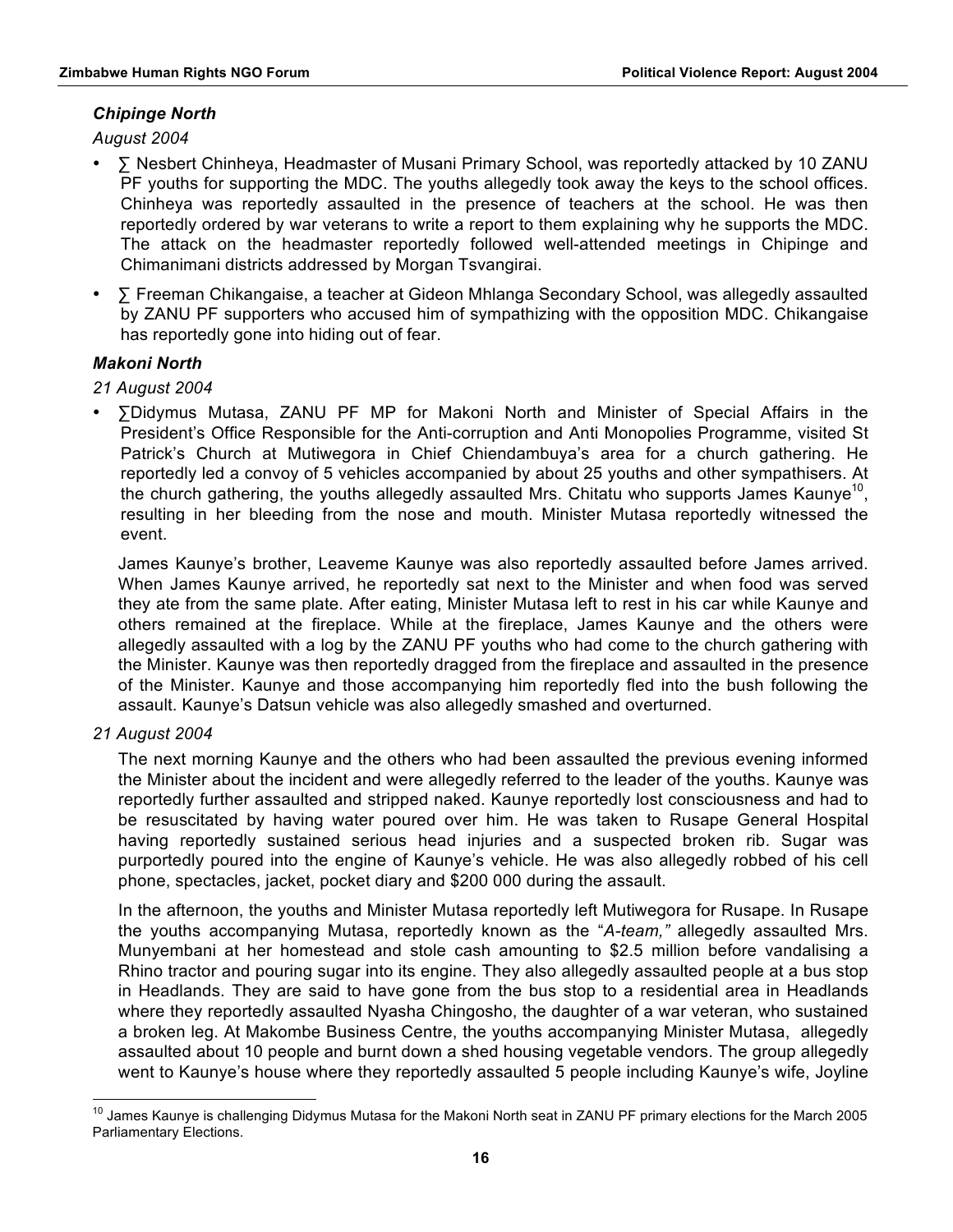***Chipinge North***

*August 2004*

- ∑ Nesbert Chinheya, Headmaster of Musani Primary School, was reportedly attacked by 10 ZANU PF youths for supporting the MDC. The youths allegedly took away the keys to the school offices. Chinheya was reportedly assaulted in the presence of teachers at the school. He was then reportedly ordered by war veterans to write a report to them explaining why he supports the MDC. The attack on the headmaster reportedly followed well-attended meetings in Chipinge and Chimanimani districts addressed by Morgan Tsvangirai.
- ∑ Freeman Chikangaise, a teacher at Gideon Mhlanga Secondary School, was allegedly assaulted by ZANU PF supporters who accused him of sympathizing with the opposition MDC. Chikangaise has reportedly gone into hiding out of fear.

***Makoni North***

*21 August 2004*

- ∑Didymus Mutasa, ZANU PF MP for Makoni North and Minister of Special Affairs in the President's Office Responsible for the Anti-corruption and Anti Monopolies Programme, visited St Patrick's Church at Mutiwegora in Chief Chiendambuya's area for a church gathering. He reportedly led a convoy of 5 vehicles accompanied by about 25 youths and other sympathisers. At the church gathering, the youths allegedly assaulted Mrs. Chitatu who supports James Kaunye[10], resulting in her bleeding from the nose and mouth. Minister Mutasa reportedly witnessed the event.

  James Kaunye's brother, Leaveme Kaunye was also reportedly assaulted before James arrived. When James Kaunye arrived, he reportedly sat next to the Minister and when food was served they ate from the same plate. After eating, Minister Mutasa left to rest in his car while Kaunye and others remained at the fireplace. While at the fireplace, James Kaunye and the others were allegedly assaulted with a log by the ZANU PF youths who had come to the church gathering with the Minister. Kaunye was then reportedly dragged from the fireplace and assaulted in the presence of the Minister. Kaunye and those accompanying him reportedly fled into the bush following the assault. Kaunye's Datsun vehicle was also allegedly smashed and overturned.

*21 August 2004*

The next morning Kaunye and the others who had been assaulted the previous evening informed the Minister about the incident and were allegedly referred to the leader of the youths. Kaunye was reportedly further assaulted and stripped naked. Kaunye reportedly lost consciousness and had to be resuscitated by having water poured over him. He was taken to Rusape General Hospital having reportedly sustained serious head injuries and a suspected broken rib. Sugar was purportedly poured into the engine of Kaunye's vehicle. He was also allegedly robbed of his cell phone, spectacles, jacket, pocket diary and $200 000 during the assault.

In the afternoon, the youths and Minister Mutasa reportedly left Mutiwegora for Rusape. In Rusape the youths accompanying Mutasa, reportedly known as the "*A-team,"* allegedly assaulted Mrs. Munyembani at her homestead and stole cash amounting to $2.5 million before vandalising a Rhino tractor and pouring sugar into its engine. They also allegedly assaulted people at a bus stop in Headlands. They are said to have gone from the bus stop to a residential area in Headlands where they reportedly assaulted Nyasha Chingosho, the daughter of a war veteran, who sustained a broken leg. At Makombe Business Centre, the youths accompanying Minister Mutasa, allegedly assaulted about 10 people and burnt down a shed housing vegetable vendors. The group allegedly went to Kaunye's house where they reportedly assaulted 5 people including Kaunye's wife, Joyline

[10] James Kaunye is challenging Didymus Mutasa for the Makoni North seat in ZANU PF primary elections for the March 2005 Parliamentary Elections.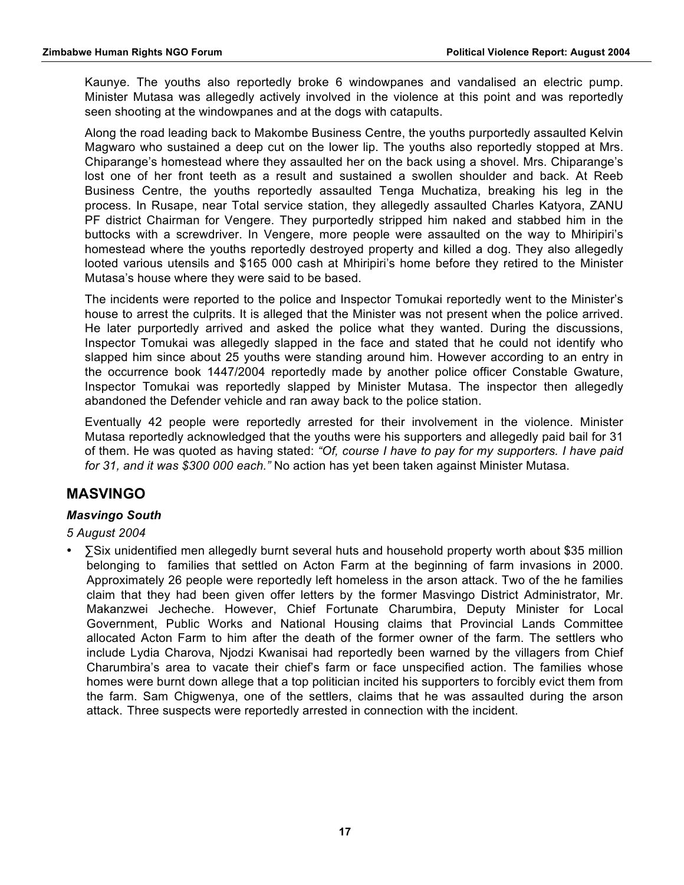Kaunye. The youths also reportedly broke 6 windowpanes and vandalised an electric pump. Minister Mutasa was allegedly actively involved in the violence at this point and was reportedly seen shooting at the windowpanes and at the dogs with catapults.

Along the road leading back to Makombe Business Centre, the youths purportedly assaulted Kelvin Magwaro who sustained a deep cut on the lower lip. The youths also reportedly stopped at Mrs. Chiparange's homestead where they assaulted her on the back using a shovel. Mrs. Chiparange's lost one of her front teeth as a result and sustained a swollen shoulder and back. At Reeb Business Centre, the youths reportedly assaulted Tenga Muchatiza, breaking his leg in the process. In Rusape, near Total service station, they allegedly assaulted Charles Katyora, ZANU PF district Chairman for Vengere. They purportedly stripped him naked and stabbed him in the buttocks with a screwdriver. In Vengere, more people were assaulted on the way to Mhiripiri's homestead where the youths reportedly destroyed property and killed a dog. They also allegedly looted various utensils and $165 000 cash at Mhiripiri's home before they retired to the Minister Mutasa's house where they were said to be based.

The incidents were reported to the police and Inspector Tomukai reportedly went to the Minister's house to arrest the culprits. It is alleged that the Minister was not present when the police arrived. He later purportedly arrived and asked the police what they wanted. During the discussions, Inspector Tomukai was allegedly slapped in the face and stated that he could not identify who slapped him since about 25 youths were standing around him. However according to an entry in the occurrence book 1447/2004 reportedly made by another police officer Constable Gwature, Inspector Tomukai was reportedly slapped by Minister Mutasa. The inspector then allegedly abandoned the Defender vehicle and ran away back to the police station.

Eventually 42 people were reportedly arrested for their involvement in the violence. Minister Mutasa reportedly acknowledged that the youths were his supporters and allegedly paid bail for 31 of them. He was quoted as having stated: *"Of, course I have to pay for my supporters. I have paid for 31, and it was $300 000 each."* No action has yet been taken against Minister Mutasa.

## MASVINGO

### *Masvingo South*

*5 August 2004*

- ∑Six unidentified men allegedly burnt several huts and household property worth about $35 million belonging to families that settled on Acton Farm at the beginning of farm invasions in 2000. Approximately 26 people were reportedly left homeless in the arson attack. Two of the he families claim that they had been given offer letters by the former Masvingo District Administrator, Mr. Makanzwei Jecheche. However, Chief Fortunate Charumbira, Deputy Minister for Local Government, Public Works and National Housing claims that Provincial Lands Committee allocated Acton Farm to him after the death of the former owner of the farm. The settlers who include Lydia Charova, Njodzi Kwanisai had reportedly been warned by the villagers from Chief Charumbira's area to vacate their chief's farm or face unspecified action. The families whose homes were burnt down allege that a top politician incited his supporters to forcibly evict them from the farm. Sam Chigwenya, one of the settlers, claims that he was assaulted during the arson attack. Three suspects were reportedly arrested in connection with the incident.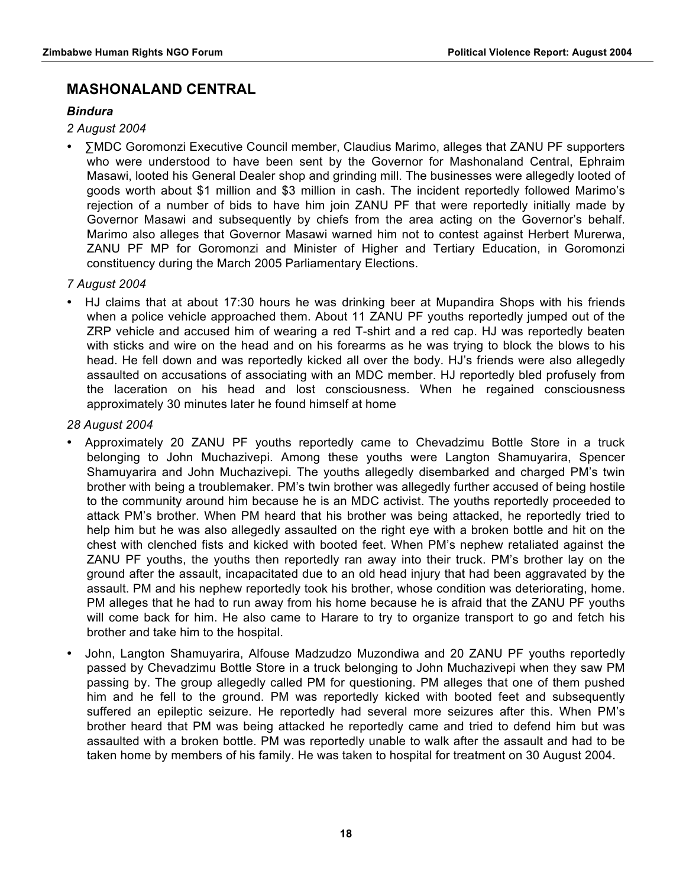## MASHONALAND CENTRAL

### *Bindura*

*2 August 2004*

- ∑MDC Goromonzi Executive Council member, Claudius Marimo, alleges that ZANU PF supporters who were understood to have been sent by the Governor for Mashonaland Central, Ephraim Masawi, looted his General Dealer shop and grinding mill. The businesses were allegedly looted of goods worth about $1 million and $3 million in cash. The incident reportedly followed Marimo's rejection of a number of bids to have him join ZANU PF that were reportedly initially made by Governor Masawi and subsequently by chiefs from the area acting on the Governor's behalf. Marimo also alleges that Governor Masawi warned him not to contest against Herbert Murerwa, ZANU PF MP for Goromonzi and Minister of Higher and Tertiary Education, in Goromonzi constituency during the March 2005 Parliamentary Elections.

*7 August 2004*

- HJ claims that at about 17:30 hours he was drinking beer at Mupandira Shops with his friends when a police vehicle approached them. About 11 ZANU PF youths reportedly jumped out of the ZRP vehicle and accused him of wearing a red T-shirt and a red cap. HJ was reportedly beaten with sticks and wire on the head and on his forearms as he was trying to block the blows to his head. He fell down and was reportedly kicked all over the body. HJ's friends were also allegedly assaulted on accusations of associating with an MDC member. HJ reportedly bled profusely from the laceration on his head and lost consciousness. When he regained consciousness approximately 30 minutes later he found himself at home

*28 August 2004*

- Approximately 20 ZANU PF youths reportedly came to Chevadzimu Bottle Store in a truck belonging to John Muchazivepi. Among these youths were Langton Shamuyarira, Spencer Shamuyarira and John Muchazivepi. The youths allegedly disembarked and charged PM's twin brother with being a troublemaker. PM's twin brother was allegedly further accused of being hostile to the community around him because he is an MDC activist. The youths reportedly proceeded to attack PM's brother. When PM heard that his brother was being attacked, he reportedly tried to help him but he was also allegedly assaulted on the right eye with a broken bottle and hit on the chest with clenched fists and kicked with booted feet. When PM's nephew retaliated against the ZANU PF youths, the youths then reportedly ran away into their truck. PM's brother lay on the ground after the assault, incapacitated due to an old head injury that had been aggravated by the assault. PM and his nephew reportedly took his brother, whose condition was deteriorating, home. PM alleges that he had to run away from his home because he is afraid that the ZANU PF youths will come back for him. He also came to Harare to try to organize transport to go and fetch his brother and take him to the hospital.
- John, Langton Shamuyarira, Alfouse Madzudzo Muzondiwa and 20 ZANU PF youths reportedly passed by Chevadzimu Bottle Store in a truck belonging to John Muchazivepi when they saw PM passing by. The group allegedly called PM for questioning. PM alleges that one of them pushed him and he fell to the ground. PM was reportedly kicked with booted feet and subsequently suffered an epileptic seizure. He reportedly had several more seizures after this. When PM's brother heard that PM was being attacked he reportedly came and tried to defend him but was assaulted with a broken bottle. PM was reportedly unable to walk after the assault and had to be taken home by members of his family. He was taken to hospital for treatment on 30 August 2004.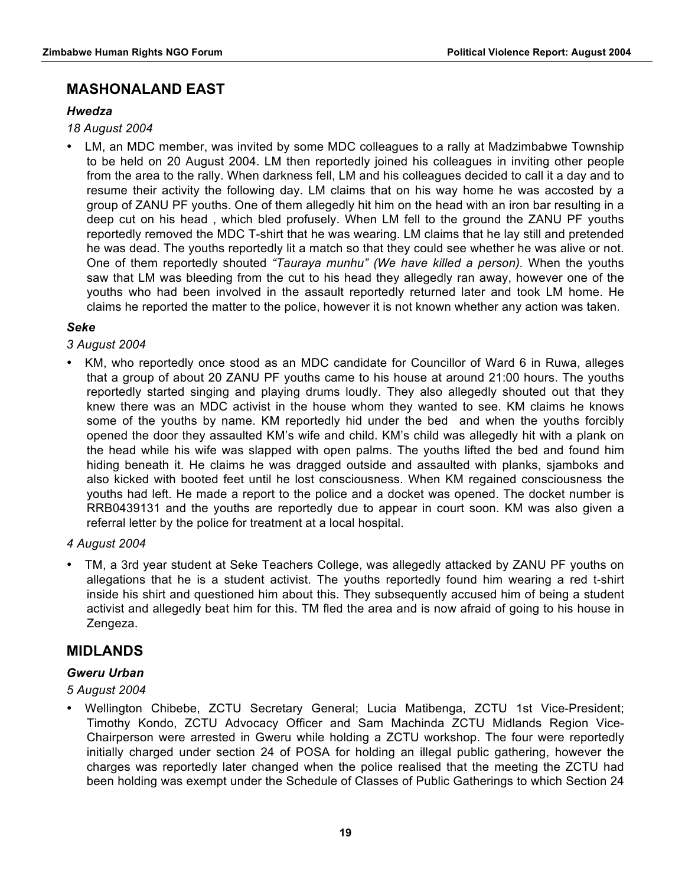## MASHONALAND EAST

### *Hwedza*

*18 August 2004*

- LM, an MDC member, was invited by some MDC colleagues to a rally at Madzimbabwe Township to be held on 20 August 2004. LM then reportedly joined his colleagues in inviting other people from the area to the rally. When darkness fell, LM and his colleagues decided to call it a day and to resume their activity the following day. LM claims that on his way home he was accosted by a group of ZANU PF youths. One of them allegedly hit him on the head with an iron bar resulting in a deep cut on his head , which bled profusely. When LM fell to the ground the ZANU PF youths reportedly removed the MDC T-shirt that he was wearing. LM claims that he lay still and pretended he was dead. The youths reportedly lit a match so that they could see whether he was alive or not. One of them reportedly shouted *"Tauraya munhu" (We have killed a person)*. When the youths saw that LM was bleeding from the cut to his head they allegedly ran away, however one of the youths who had been involved in the assault reportedly returned later and took LM home. He claims he reported the matter to the police, however it is not known whether any action was taken.

### *Seke*

*3 August 2004*

- KM, who reportedly once stood as an MDC candidate for Councillor of Ward 6 in Ruwa, alleges that a group of about 20 ZANU PF youths came to his house at around 21:00 hours. The youths reportedly started singing and playing drums loudly. They also allegedly shouted out that they knew there was an MDC activist in the house whom they wanted to see. KM claims he knows some of the youths by name. KM reportedly hid under the bed and when the youths forcibly opened the door they assaulted KM's wife and child. KM's child was allegedly hit with a plank on the head while his wife was slapped with open palms. The youths lifted the bed and found him hiding beneath it. He claims he was dragged outside and assaulted with planks, sjamboks and also kicked with booted feet until he lost consciousness. When KM regained consciousness the youths had left. He made a report to the police and a docket was opened. The docket number is RRB0439131 and the youths are reportedly due to appear in court soon. KM was also given a referral letter by the police for treatment at a local hospital.

*4 August 2004*

- TM, a 3rd year student at Seke Teachers College, was allegedly attacked by ZANU PF youths on allegations that he is a student activist. The youths reportedly found him wearing a red t-shirt inside his shirt and questioned him about this. They subsequently accused him of being a student activist and allegedly beat him for this. TM fled the area and is now afraid of going to his house in Zengeza.

## MIDLANDS

### *Gweru Urban*

*5 August 2004*

- Wellington Chibebe, ZCTU Secretary General; Lucia Matibenga, ZCTU 1st Vice-President; Timothy Kondo, ZCTU Advocacy Officer and Sam Machinda ZCTU Midlands Region Vice-Chairperson were arrested in Gweru while holding a ZCTU workshop. The four were reportedly initially charged under section 24 of POSA for holding an illegal public gathering, however the charges was reportedly later changed when the police realised that the meeting the ZCTU had been holding was exempt under the Schedule of Classes of Public Gatherings to which Section 24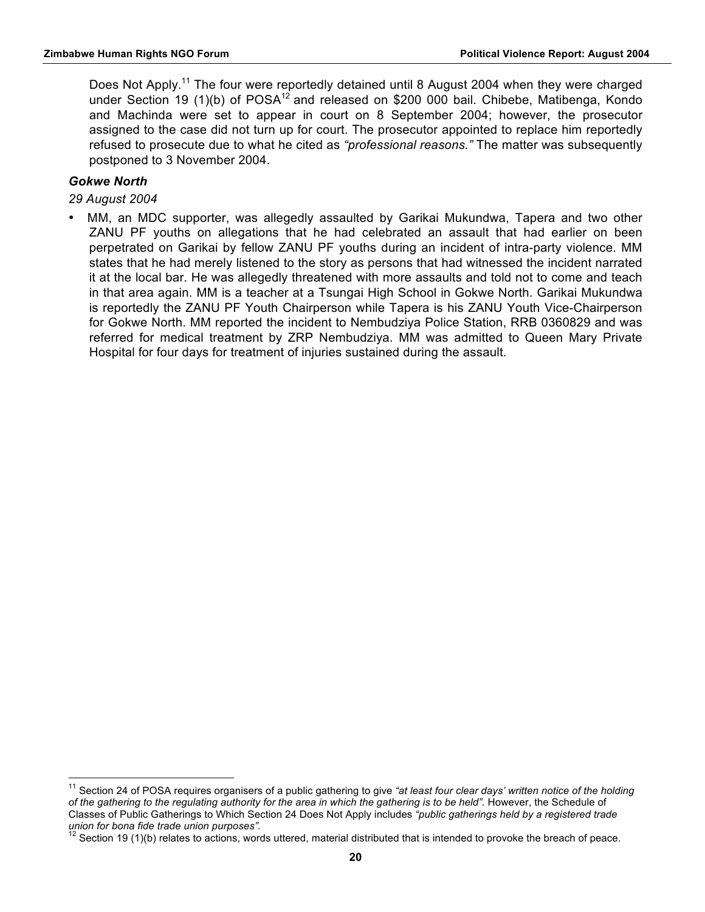Does Not Apply.[11] The four were reportedly detained until 8 August 2004 when they were charged under Section 19 (1)(b) of POSA[12] and released on $200 000 bail. Chibebe, Matibenga, Kondo and Machinda were set to appear in court on 8 September 2004; however, the prosecutor assigned to the case did not turn up for court. The prosecutor appointed to replace him reportedly refused to prosecute due to what he cited as *"professional reasons."* The matter was subsequently postponed to 3 November 2004.

***Gokwe North***

*29 August 2004*

- MM, an MDC supporter, was allegedly assaulted by Garikai Mukundwa, Tapera and two other ZANU PF youths on allegations that he had celebrated an assault that had earlier on been perpetrated on Garikai by fellow ZANU PF youths during an incident of intra-party violence. MM states that he had merely listened to the story as persons that had witnessed the incident narrated it at the local bar. He was allegedly threatened with more assaults and told not to come and teach in that area again. MM is a teacher at a Tsungai High School in Gokwe North. Garikai Mukundwa is reportedly the ZANU PF Youth Chairperson while Tapera is his ZANU Youth Vice-Chairperson for Gokwe North. MM reported the incident to Nembudziya Police Station, RRB 0360829 and was referred for medical treatment by ZRP Nembudziya. MM was admitted to Queen Mary Private Hospital for four days for treatment of injuries sustained during the assault.

---

[11] Section 24 of POSA requires organisers of a public gathering to give *"at least four clear days' written notice of the holding of the gathering to the regulating authority for the area in which the gathering is to be held"*. However, the Schedule of Classes of Public Gatherings to Which Section 24 Does Not Apply includes *"public gatherings held by a registered trade union for bona fide trade union purposes".*

[12] Section 19 (1)(b) relates to actions, words uttered, material distributed that is intended to provoke the breach of peace.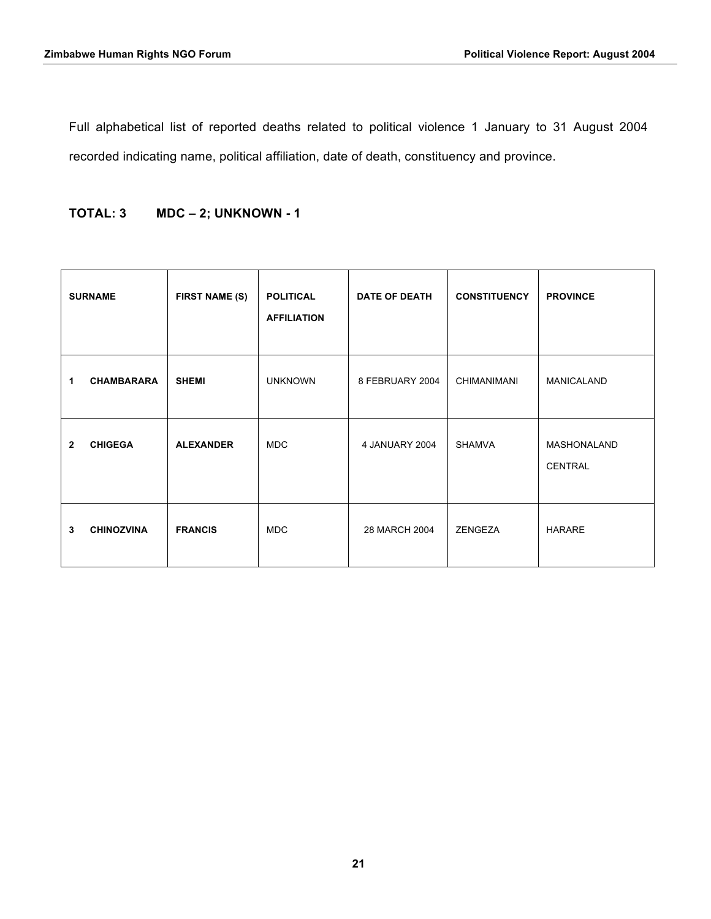Full alphabetical list of reported deaths related to political violence 1 January to 31 August 2004 recorded indicating name, political affiliation, date of death, constituency and province.

**TOTAL: 3        MDC – 2; UNKNOWN - 1**

| SURNAME | FIRST NAME (S) | POLITICAL AFFILIATION | DATE OF DEATH | CONSTITUENCY | PROVINCE |
|---|---|---|---|---|---|
| **1    CHAMBARARA** | **SHEMI** | UNKNOWN | 8 FEBRUARY 2004 | CHIMANIMANI | MANICALAND |
| **2    CHIGEGA** | **ALEXANDER** | MDC | 4 JANUARY 2004 | SHAMVA | MASHONALAND CENTRAL |
| **3    CHINOZVINA** | **FRANCIS** | MDC | 28 MARCH 2004 | ZENGEZA | HARARE |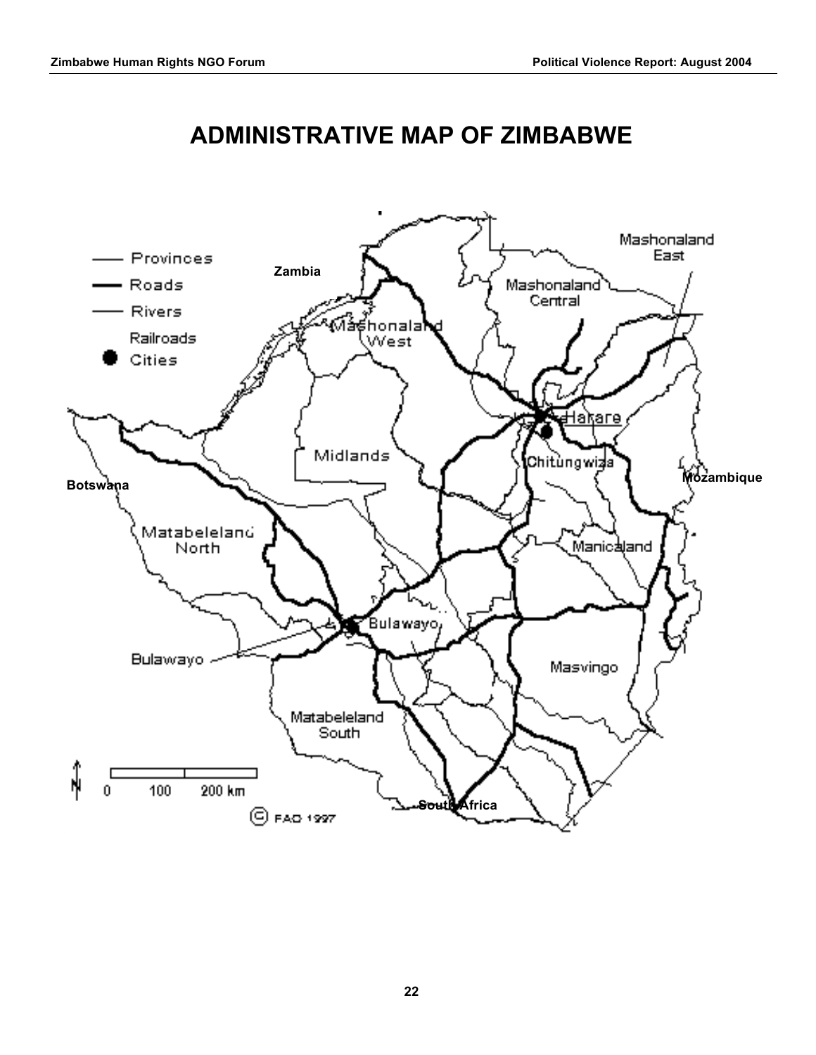# ADMINISTRATIVE MAP OF ZIMBABWE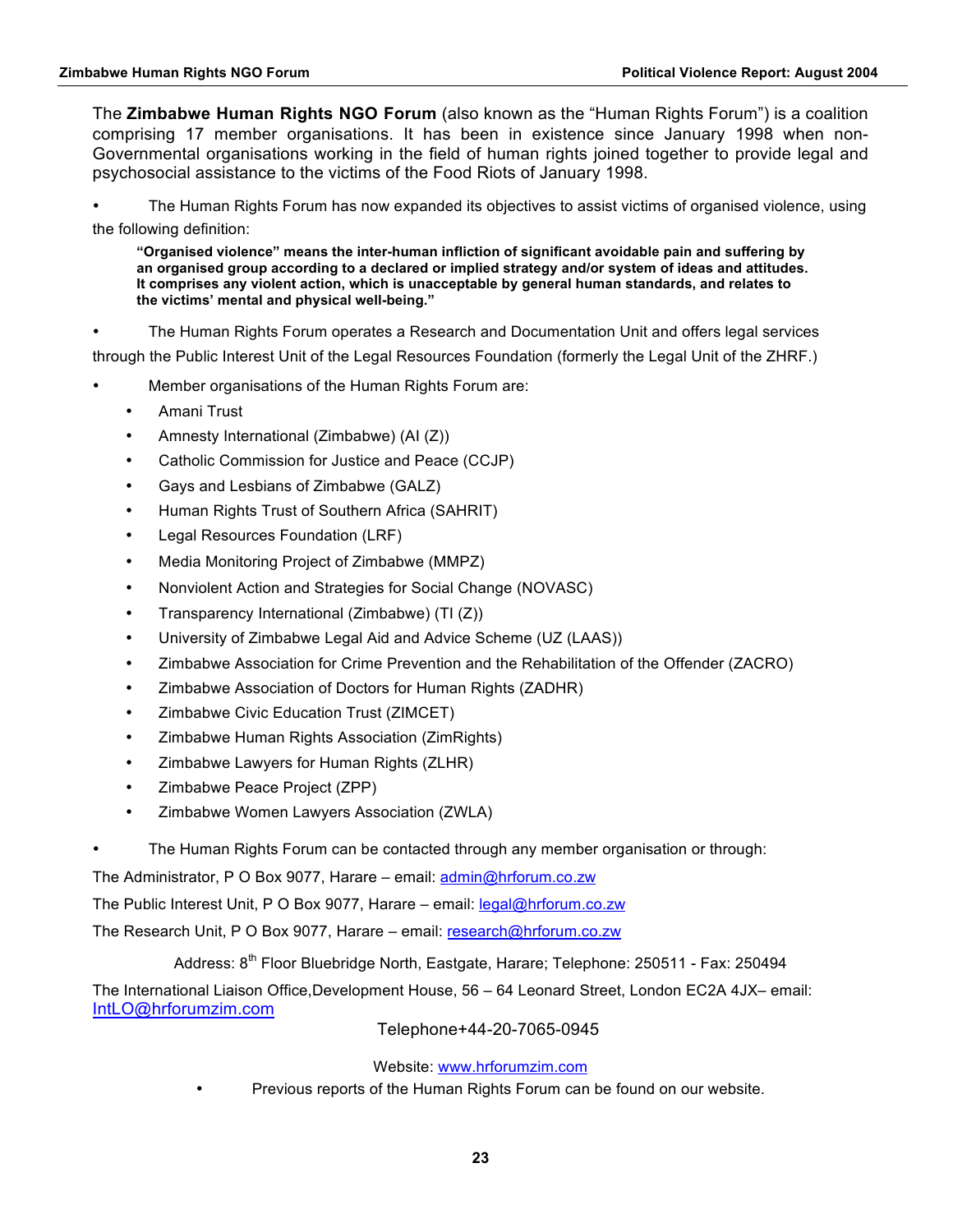The **Zimbabwe Human Rights NGO Forum** (also known as the "Human Rights Forum") is a coalition comprising 17 member organisations. It has been in existence since January 1998 when non-Governmental organisations working in the field of human rights joined together to provide legal and psychosocial assistance to the victims of the Food Riots of January 1998.

- The Human Rights Forum has now expanded its objectives to assist victims of organised violence, using the following definition:

  **"Organised violence" means the inter-human infliction of significant avoidable pain and suffering by an organised group according to a declared or implied strategy and/or system of ideas and attitudes. It comprises any violent action, which is unacceptable by general human standards, and relates to the victims' mental and physical well-being."**

- The Human Rights Forum operates a Research and Documentation Unit and offers legal services through the Public Interest Unit of the Legal Resources Foundation (formerly the Legal Unit of the ZHRF.)

- Member organisations of the Human Rights Forum are:
  - Amani Trust
  - Amnesty International (Zimbabwe) (AI (Z))
  - Catholic Commission for Justice and Peace (CCJP)
  - Gays and Lesbians of Zimbabwe (GALZ)
  - Human Rights Trust of Southern Africa (SAHRIT)
  - Legal Resources Foundation (LRF)
  - Media Monitoring Project of Zimbabwe (MMPZ)
  - Nonviolent Action and Strategies for Social Change (NOVASC)
  - Transparency International (Zimbabwe) (TI (Z))
  - University of Zimbabwe Legal Aid and Advice Scheme (UZ (LAAS))
  - Zimbabwe Association for Crime Prevention and the Rehabilitation of the Offender (ZACRO)
  - Zimbabwe Association of Doctors for Human Rights (ZADHR)
  - Zimbabwe Civic Education Trust (ZIMCET)
  - Zimbabwe Human Rights Association (ZimRights)
  - Zimbabwe Lawyers for Human Rights (ZLHR)
  - Zimbabwe Peace Project (ZPP)
  - Zimbabwe Women Lawyers Association (ZWLA)

- The Human Rights Forum can be contacted through any member organisation or through:

The Administrator, P O Box 9077, Harare – email: admin@hrforum.co.zw

The Public Interest Unit, P O Box 9077, Harare – email: legal@hrforum.co.zw

The Research Unit, P O Box 9077, Harare – email: research@hrforum.co.zw

Address: 8th Floor Bluebridge North, Eastgate, Harare; Telephone: 250511 - Fax: 250494

The International Liaison Office,Development House, 56 – 64 Leonard Street, London EC2A 4JX– email: IntLO@hrforumzim.com

Telephone+44-20-7065-0945

Website: www.hrforumzim.com

- Previous reports of the Human Rights Forum can be found on our website.